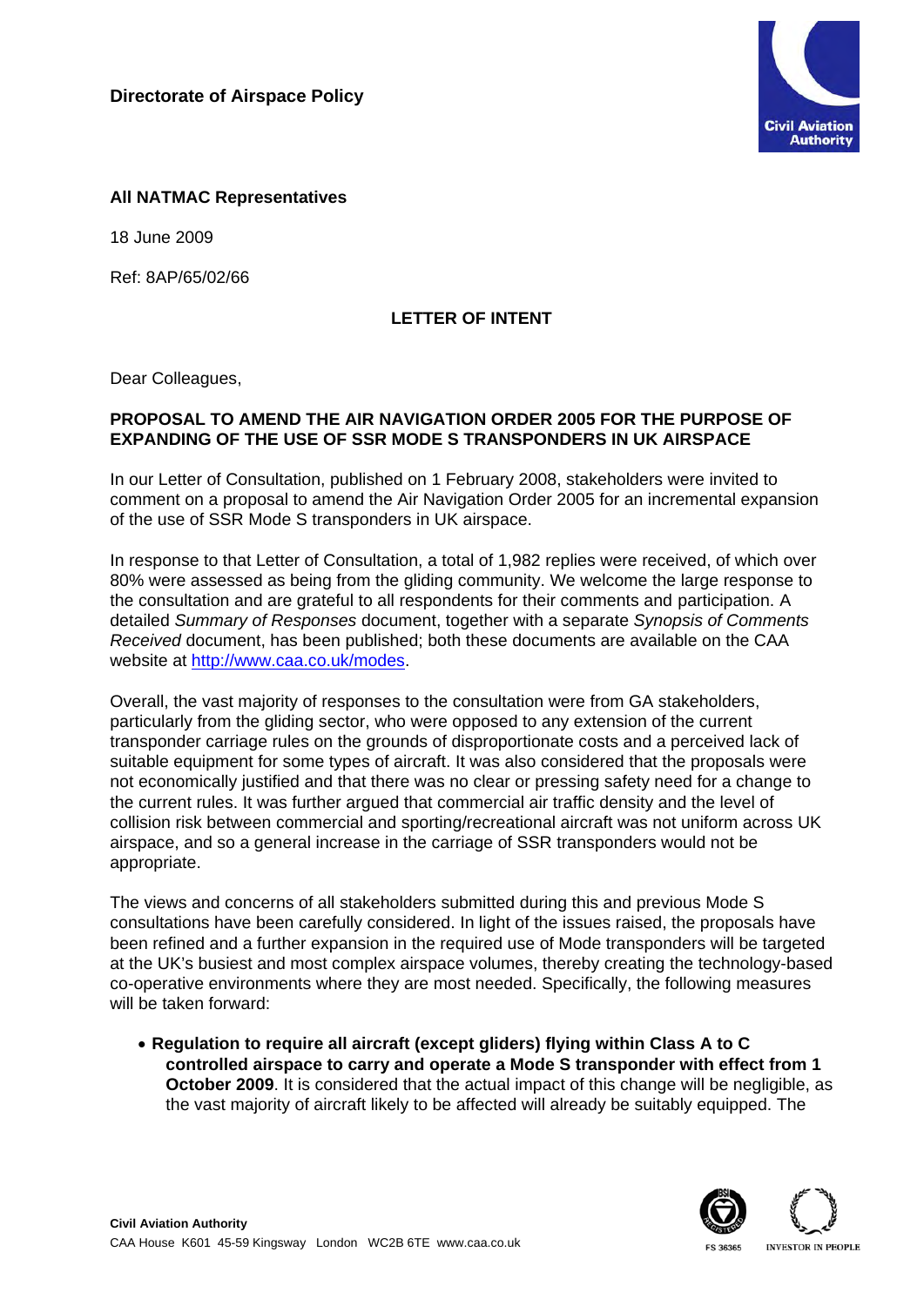**Directorate of Airspace Policy**

**All NATMAC Representatives**

18 June 2009

Ref: 8AP/65/02/66

**LETTER OF INTENT**

Dear Colleagues,

**PROPOSAL TO AMEND THE AIR NAVIGATION ORDER 2005 FOR THE PURPOSE OF EXPANDING OF THE USE OF SSR MODE S TRANSPONDERS IN UK AIRSPACE**

In our Letter of Consultation, published on 1 February 2008, stakeholders were invited to comment on a proposal to amend the Air Navigation Order 2005 for an incremental expansion of the use of SSR Mode S transponders in UK airspace.

In response to that Letter of Consultation, a total of 1,982 replies were received, of which over 80% were assessed as being from the gliding community. We welcome the large response to the consultation and are grateful to all respondents for their comments and participation. A detailed *Summary of Responses* document, together with a separate *Synopsis of Comments Received* document, has been published; both these documents are available on the CAA website at http://www.caa.co.uk/modes.

Overall, the vast majority of responses to the consultation were from GA stakeholders, particularly from the gliding sector, who were opposed to any extension of the current transponder carriage rules on the grounds of disproportionate costs and a perceived lack of suitable equipment for some types of aircraft. It was also considered that the proposals were not economically justified and that there was no clear or pressing safety need for a change to the current rules. It was further argued that commercial air traffic density and the level of collision risk between commercial and sporting/recreational aircraft was not uniform across UK airspace, and so a general increase in the carriage of SSR transponders would not be appropriate.

The views and concerns of all stakeholders submitted during this and previous Mode S consultations have been carefully considered. In light of the issues raised, the proposals have been refined and a further expansion in the required use of Mode transponders will be targeted at the UK's busiest and most complex airspace volumes, thereby creating the technology-based co-operative environments where they are most needed. Specifically, the following measures will be taken forward:

- **Regulation to require all aircraft (except gliders) flying within Class A to C controlled airspace to carry and operate a Mode S transponder with effect from 1 October 2009**. It is considered that the actual impact of this change will be negligible, as the vast majority of aircraft likely to be affected will already be suitably equipped. The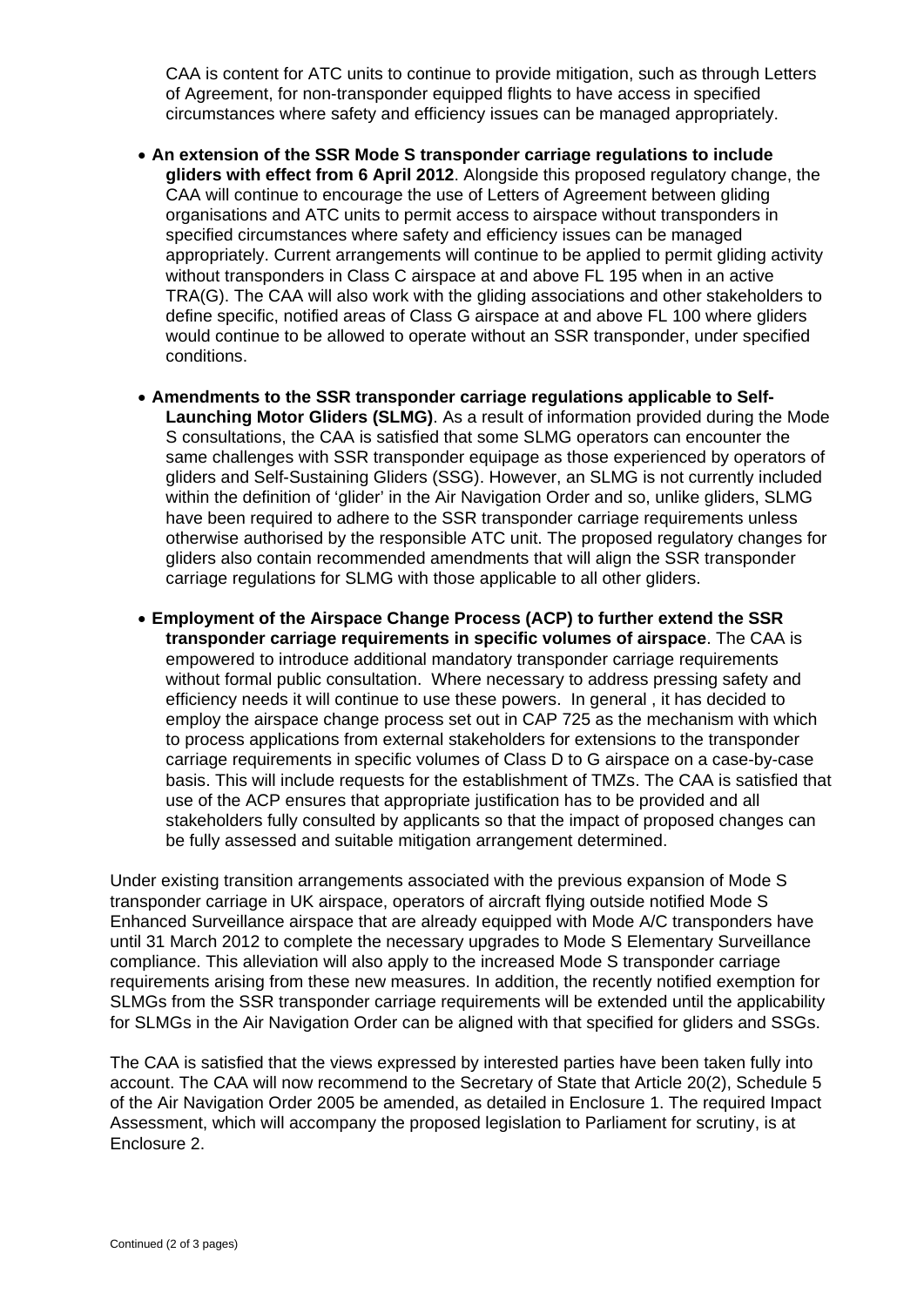CAA is content for ATC units to continue to provide mitigation, such as through Letters of Agreement, for non-transponder equipped flights to have access in specified circumstances where safety and efficiency issues can be managed appropriately.

- **An extension of the SSR Mode S transponder carriage regulations to include gliders with effect from 6 April 2012**. Alongside this proposed regulatory change, the CAA will continue to encourage the use of Letters of Agreement between gliding organisations and ATC units to permit access to airspace without transponders in specified circumstances where safety and efficiency issues can be managed appropriately. Current arrangements will continue to be applied to permit gliding activity without transponders in Class C airspace at and above FL 195 when in an active TRA(G). The CAA will also work with the gliding associations and other stakeholders to define specific, notified areas of Class G airspace at and above FL 100 where gliders would continue to be allowed to operate without an SSR transponder, under specified conditions.

- **Amendments to the SSR transponder carriage regulations applicable to Self-Launching Motor Gliders (SLMG)**. As a result of information provided during the Mode S consultations, the CAA is satisfied that some SLMG operators can encounter the same challenges with SSR transponder equipage as those experienced by operators of gliders and Self-Sustaining Gliders (SSG). However, an SLMG is not currently included within the definition of 'glider' in the Air Navigation Order and so, unlike gliders, SLMG have been required to adhere to the SSR transponder carriage requirements unless otherwise authorised by the responsible ATC unit. The proposed regulatory changes for gliders also contain recommended amendments that will align the SSR transponder carriage regulations for SLMG with those applicable to all other gliders.

- **Employment of the Airspace Change Process (ACP) to further extend the SSR transponder carriage requirements in specific volumes of airspace**. The CAA is empowered to introduce additional mandatory transponder carriage requirements without formal public consultation. Where necessary to address pressing safety and efficiency needs it will continue to use these powers. In general , it has decided to employ the airspace change process set out in CAP 725 as the mechanism with which to process applications from external stakeholders for extensions to the transponder carriage requirements in specific volumes of Class D to G airspace on a case-by-case basis. This will include requests for the establishment of TMZs. The CAA is satisfied that use of the ACP ensures that appropriate justification has to be provided and all stakeholders fully consulted by applicants so that the impact of proposed changes can be fully assessed and suitable mitigation arrangement determined.

Under existing transition arrangements associated with the previous expansion of Mode S transponder carriage in UK airspace, operators of aircraft flying outside notified Mode S Enhanced Surveillance airspace that are already equipped with Mode A/C transponders have until 31 March 2012 to complete the necessary upgrades to Mode S Elementary Surveillance compliance. This alleviation will also apply to the increased Mode S transponder carriage requirements arising from these new measures. In addition, the recently notified exemption for SLMGs from the SSR transponder carriage requirements will be extended until the applicability for SLMGs in the Air Navigation Order can be aligned with that specified for gliders and SSGs.

The CAA is satisfied that the views expressed by interested parties have been taken fully into account. The CAA will now recommend to the Secretary of State that Article 20(2), Schedule 5 of the Air Navigation Order 2005 be amended, as detailed in Enclosure 1. The required Impact Assessment, which will accompany the proposed legislation to Parliament for scrutiny, is at Enclosure 2.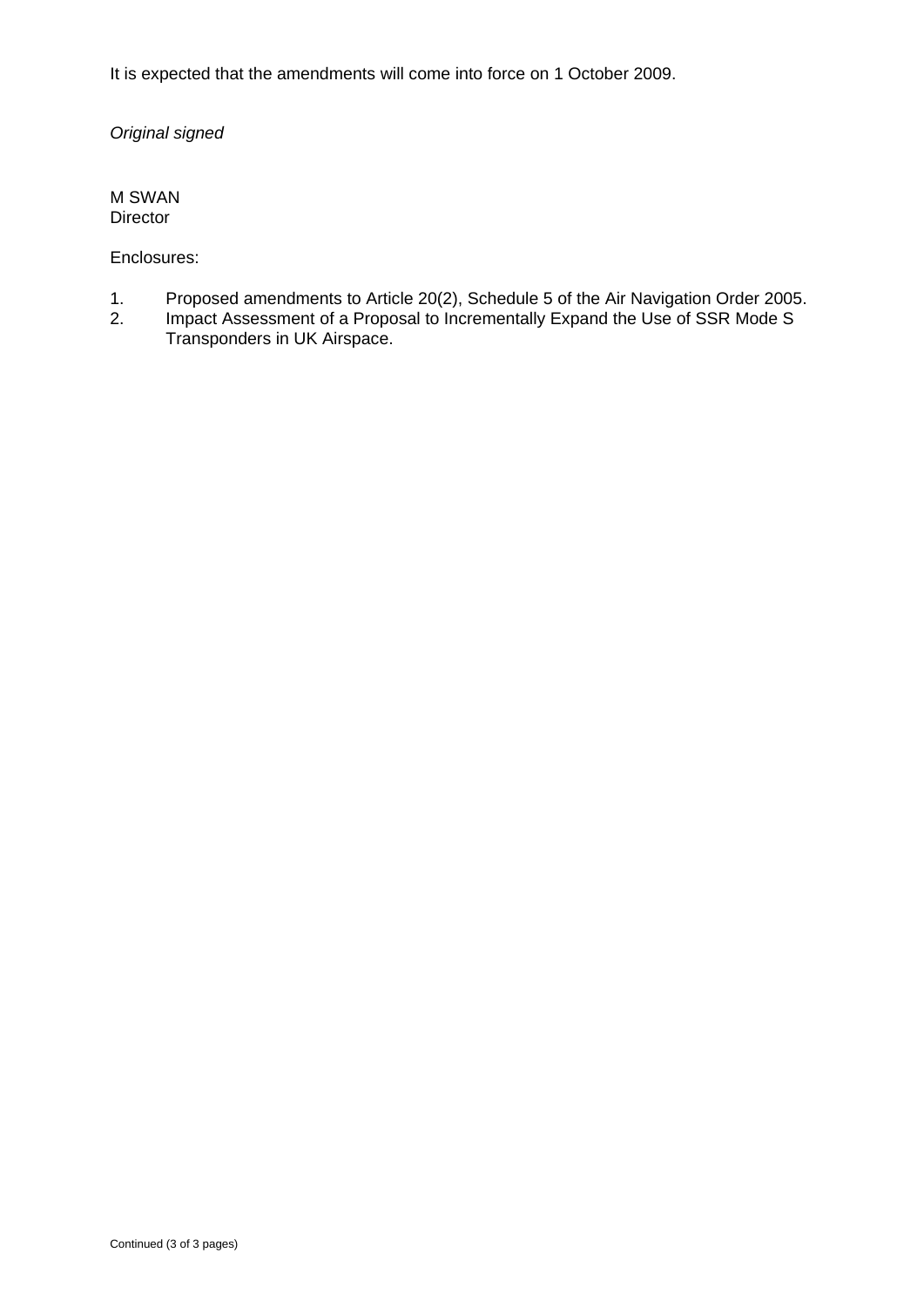It is expected that the amendments will come into force on 1 October 2009.

*Original signed*

M SWAN
Director

Enclosures:

1. Proposed amendments to Article 20(2), Schedule 5 of the Air Navigation Order 2005.
2. Impact Assessment of a Proposal to Incrementally Expand the Use of SSR Mode S Transponders in UK Airspace.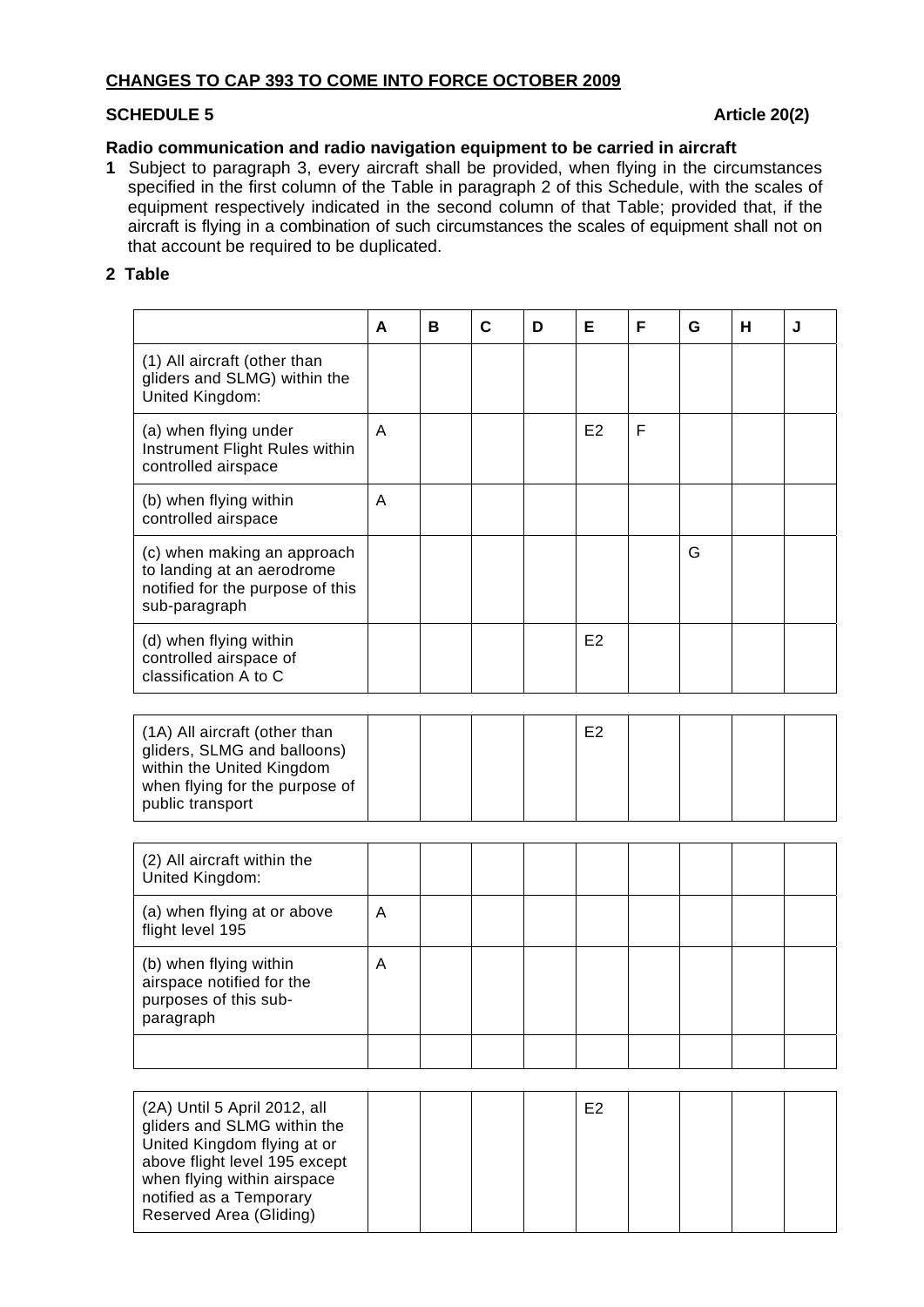**CHANGES TO CAP 393 TO COME INTO FORCE OCTOBER 2009**

**SCHEDULE 5** **Article 20(2)**

**Radio communication and radio navigation equipment to be carried in aircraft**

**1** Subject to paragraph 3, every aircraft shall be provided, when flying in the circumstances specified in the first column of the Table in paragraph 2 of this Schedule, with the scales of equipment respectively indicated in the second column of that Table; provided that, if the aircraft is flying in a combination of such circumstances the scales of equipment shall not on that account be required to be duplicated.

**2 Table**

| | A | B | C | D | E | F | G | H | J |
|---|---|---|---|---|---|---|---|---|---|
| (1) All aircraft (other than gliders and SLMG) within the United Kingdom: | | | | | | | | | |
| (a) when flying under Instrument Flight Rules within controlled airspace | A | | | | E2 | F | | | |
| (b) when flying within controlled airspace | A | | | | | | | | |
| (c) when making an approach to landing at an aerodrome notified for the purpose of this sub-paragraph | | | | | | | G | | |
| (d) when flying within controlled airspace of classification A to C | | | | | E2 | | | | |
| (1A) All aircraft (other than gliders, SLMG and balloons) within the United Kingdom when flying for the purpose of public transport | | | | | E2 | | | | |
| (2) All aircraft within the United Kingdom: | | | | | | | | | |
| (a) when flying at or above flight level 195 | A | | | | | | | | |
| (b) when flying within airspace notified for the purposes of this sub-paragraph | A | | | | | | | | |
| | | | | | | | | | |
| (2A) Until 5 April 2012, all gliders and SLMG within the United Kingdom flying at or above flight level 195 except when flying within airspace notified as a Temporary Reserved Area (Gliding) | | | | | E2 | | | | |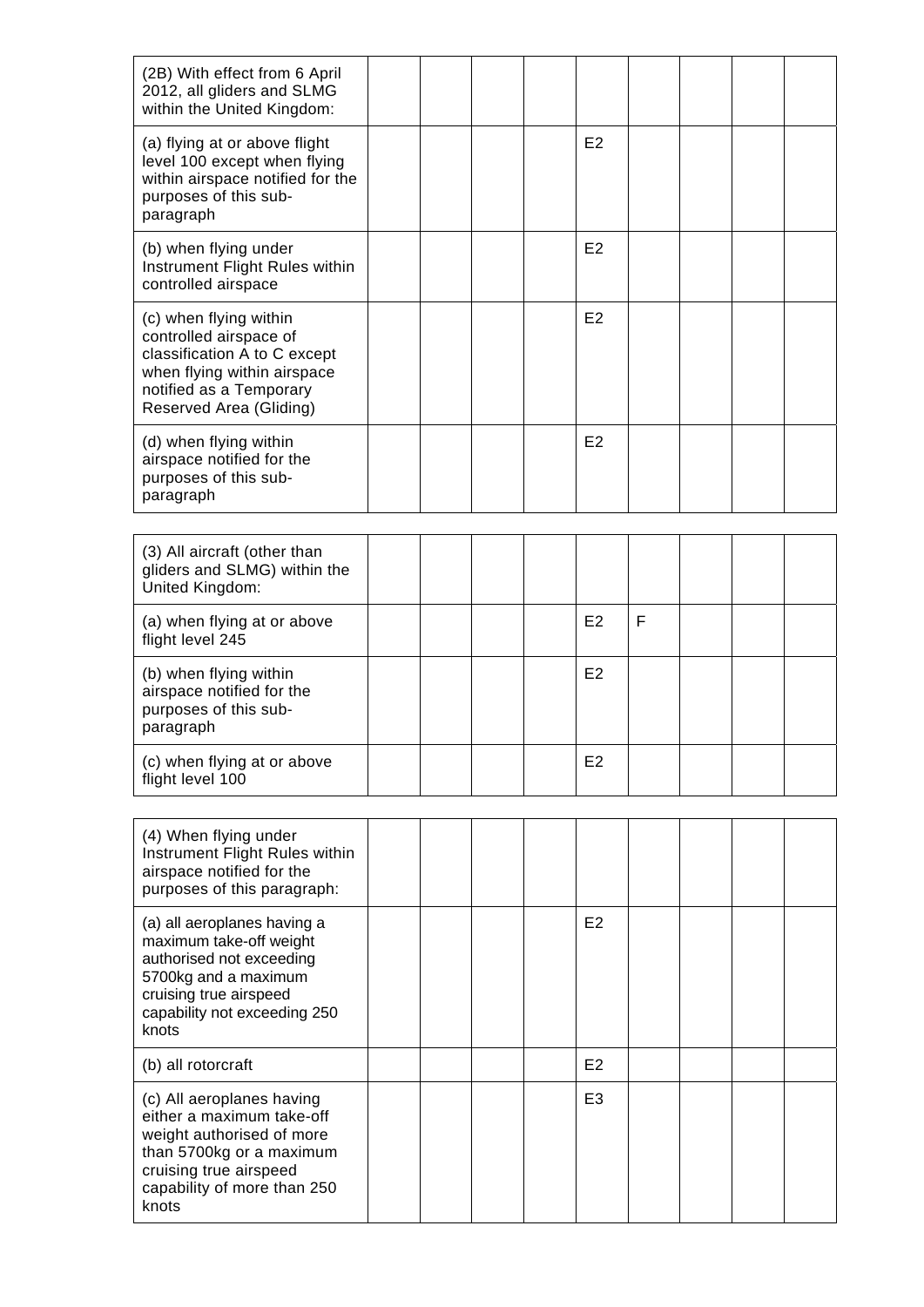| | | | | | | | | |
|---|---|---|---|---|---|---|---|---|
| (2B) With effect from 6 April 2012, all gliders and SLMG within the United Kingdom: | | | | | | | | |
| (a) flying at or above flight level 100 except when flying within airspace notified for the purposes of this sub-paragraph | | | | E2 | | | | |
| (b) when flying under Instrument Flight Rules within controlled airspace | | | | E2 | | | | |
| (c) when flying within controlled airspace of classification A to C except when flying within airspace notified as a Temporary Reserved Area (Gliding) | | | | E2 | | | | |
| (d) when flying within airspace notified for the purposes of this sub-paragraph | | | | E2 | | | | |

| | | | | | | | | |
|---|---|---|---|---|---|---|---|---|
| (3) All aircraft (other than gliders and SLMG) within the United Kingdom: | | | | | | | | |
| (a) when flying at or above flight level 245 | | | | E2 | F | | | |
| (b) when flying within airspace notified for the purposes of this sub-paragraph | | | | E2 | | | | |
| (c) when flying at or above flight level 100 | | | | E2 | | | | |

| | | | | | | | | |
|---|---|---|---|---|---|---|---|---|
| (4) When flying under Instrument Flight Rules within airspace notified for the purposes of this paragraph: | | | | | | | | |
| (a) all aeroplanes having a maximum take-off weight authorised not exceeding 5700kg and a maximum cruising true airspeed capability not exceeding 250 knots | | | | E2 | | | | |
| (b) all rotorcraft | | | | E2 | | | | |
| (c) All aeroplanes having either a maximum take-off weight authorised of more than 5700kg or a maximum cruising true airspeed capability of more than 250 knots | | | | E3 | | | | |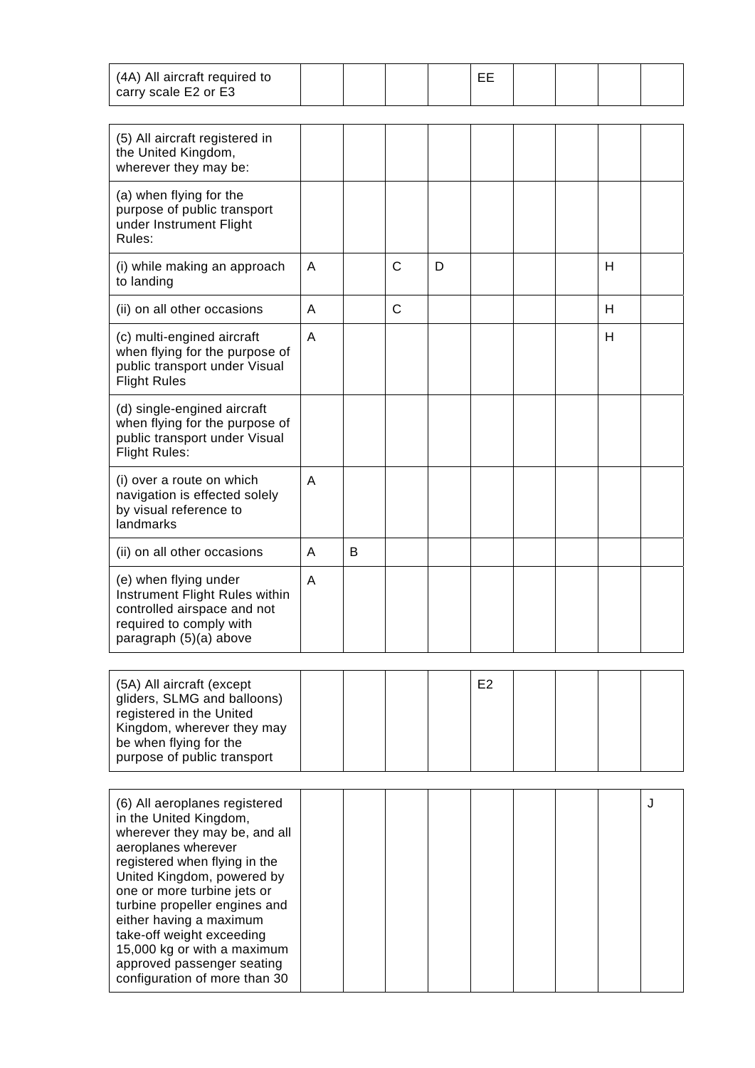| | | | | | | | | | |
|---|---|---|---|---|---|---|---|---|---|
| (4A) All aircraft required to carry scale E2 or E3 | | | | | EE | | | | |
| (5) All aircraft registered in the United Kingdom, wherever they may be: | | | | | | | | | |
| (a) when flying for the purpose of public transport under Instrument Flight Rules: | | | | | | | | | |
| (i) while making an approach to landing | A | | C | D | | | | H | |
| (ii) on all other occasions | A | | C | | | | | H | |
| (c) multi-engined aircraft when flying for the purpose of public transport under Visual Flight Rules | A | | | | | | | H | |
| (d) single-engined aircraft when flying for the purpose of public transport under Visual Flight Rules: | | | | | | | | | |
| (i) over a route on which navigation is effected solely by visual reference to landmarks | A | | | | | | | | |
| (ii) on all other occasions | A | B | | | | | | | |
| (e) when flying under Instrument Flight Rules within controlled airspace and not required to comply with paragraph (5)(a) above | A | | | | | | | | |
| (5A) All aircraft (except gliders, SLMG and balloons) registered in the United Kingdom, wherever they may be when flying for the purpose of public transport | | | | | E2 | | | | |
| (6) All aeroplanes registered in the United Kingdom, wherever they may be, and all aeroplanes wherever registered when flying in the United Kingdom, powered by one or more turbine jets or turbine propeller engines and either having a maximum take-off weight exceeding 15,000 kg or with a maximum approved passenger seating configuration of more than 30 | | | | | | | | | J |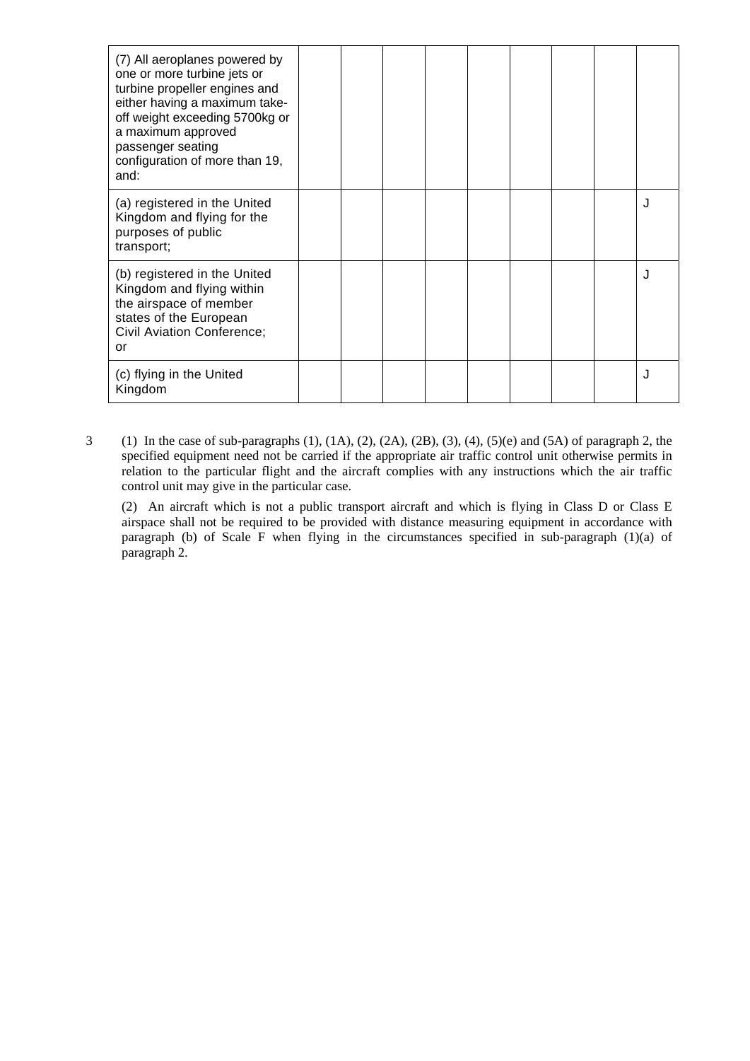| | | | | | | | | | |
|---|---|---|---|---|---|---|---|---|---|
| (7) All aeroplanes powered by one or more turbine jets or turbine propeller engines and either having a maximum take-off weight exceeding 5700kg or a maximum approved passenger seating configuration of more than 19, and: | | | | | | | | | |
| (a) registered in the United Kingdom and flying for the purposes of public transport; | | | | | | | | | J |
| (b) registered in the United Kingdom and flying within the airspace of member states of the European Civil Aviation Conference; or | | | | | | | | | J |
| (c) flying in the United Kingdom | | | | | | | | | J |

3 (1) In the case of sub-paragraphs (1), (1A), (2), (2A), (2B), (3), (4), (5)(e) and (5A) of paragraph 2, the specified equipment need not be carried if the appropriate air traffic control unit otherwise permits in relation to the particular flight and the aircraft complies with any instructions which the air traffic control unit may give in the particular case.

(2) An aircraft which is not a public transport aircraft and which is flying in Class D or Class E airspace shall not be required to be provided with distance measuring equipment in accordance with paragraph (b) of Scale F when flying in the circumstances specified in sub-paragraph (1)(a) of paragraph 2.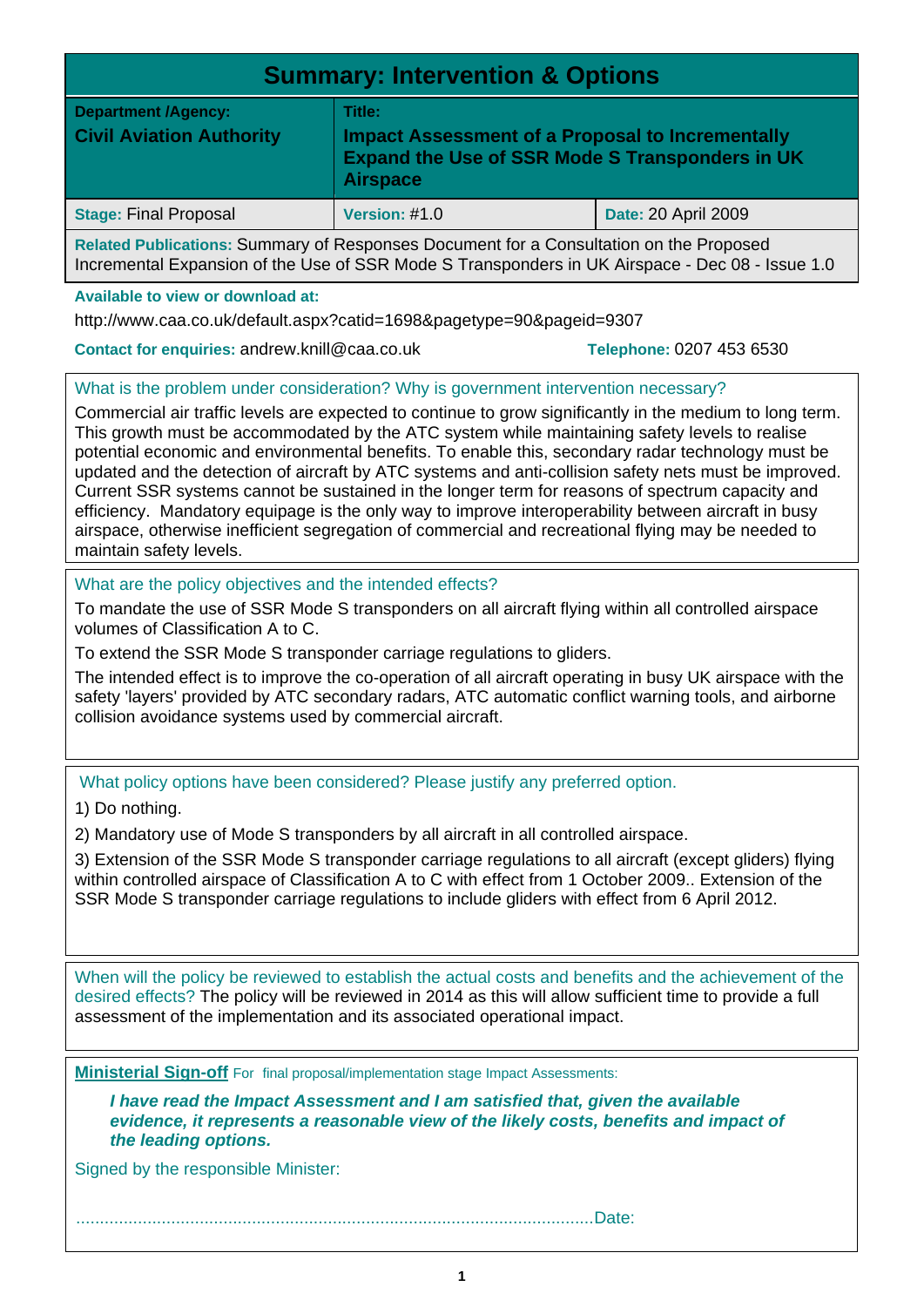# Summary: Intervention & Options

| | | |
|---|---|---|
| **Department /Agency:** **Civil Aviation Authority** | **Title:** **Impact Assessment of a Proposal to Incrementally Expand the Use of SSR Mode S Transponders in UK Airspace** | |
| **Stage:** Final Proposal | **Version:** #1.0 | **Date:** 20 April 2009 |

**Related Publications:** Summary of Responses Document for a Consultation on the Proposed Incremental Expansion of the Use of SSR Mode S Transponders in UK Airspace - Dec 08 - Issue 1.0

**Available to view or download at:**

http://www.caa.co.uk/default.aspx?catid=1698&pagetype=90&pageid=9307

**Contact for enquiries:** andrew.knill@caa.co.uk **Telephone:** 0207 453 6530

**What is the problem under consideration? Why is government intervention necessary?**

Commercial air traffic levels are expected to continue to grow significantly in the medium to long term. This growth must be accommodated by the ATC system while maintaining safety levels to realise potential economic and environmental benefits. To enable this, secondary radar technology must be updated and the detection of aircraft by ATC systems and anti-collision safety nets must be improved. Current SSR systems cannot be sustained in the longer term for reasons of spectrum capacity and efficiency. Mandatory equipage is the only way to improve interoperability between aircraft in busy airspace, otherwise inefficient segregation of commercial and recreational flying may be needed to maintain safety levels.

**What are the policy objectives and the intended effects?**

To mandate the use of SSR Mode S transponders on all aircraft flying within all controlled airspace volumes of Classification A to C.

To extend the SSR Mode S transponder carriage regulations to gliders.

The intended effect is to improve the co-operation of all aircraft operating in busy UK airspace with the safety 'layers' provided by ATC secondary radars, ATC automatic conflict warning tools, and airborne collision avoidance systems used by commercial aircraft.

**What policy options have been considered? Please justify any preferred option.**

1) Do nothing.

2) Mandatory use of Mode S transponders by all aircraft in all controlled airspace.

3) Extension of the SSR Mode S transponder carriage regulations to all aircraft (except gliders) flying within controlled airspace of Classification A to C with effect from 1 October 2009.. Extension of the SSR Mode S transponder carriage regulations to include gliders with effect from 6 April 2012.

**When will the policy be reviewed to establish the actual costs and benefits and the achievement of the desired effects?** The policy will be reviewed in 2014 as this will allow sufficient time to provide a full assessment of the implementation and its associated operational impact.

**Ministerial Sign-off** For final proposal/implementation stage Impact Assessments:

***I have read the Impact Assessment and I am satisfied that, given the available evidence, it represents a reasonable view of the likely costs, benefits and impact of the leading options.***

Signed by the responsible Minister:

..............................................................................................................Date: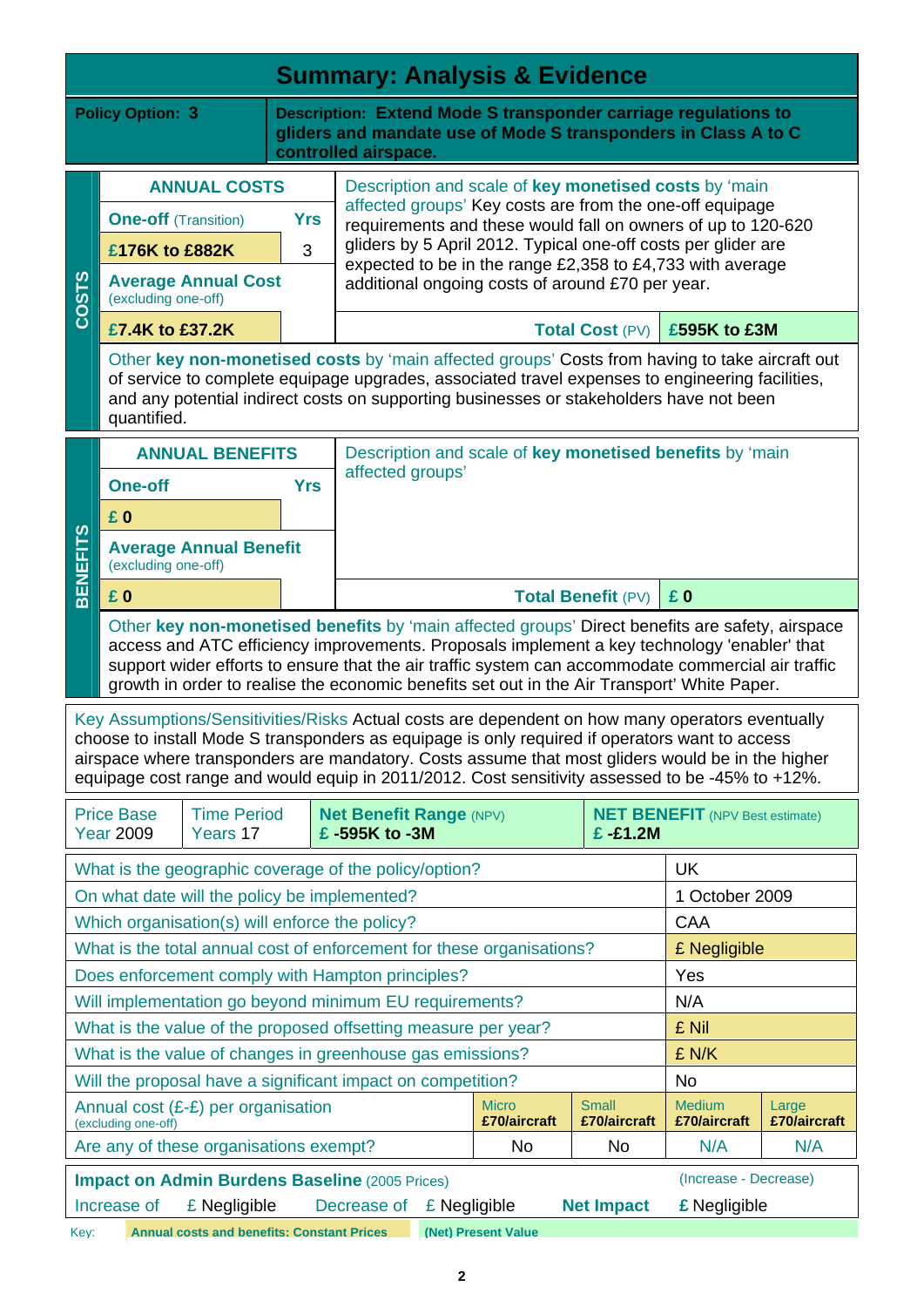# Summary: Analysis & Evidence

| **Policy Option: 3** | **Description: Extend Mode S transponder carriage regulations to gliders and mandate use of Mode S transponders in Class A to C controlled airspace.** |
|---|---|

## COSTS

| ANNUAL COSTS | | Description and scale of **key monetised costs** by 'main affected groups' |
|---|---|---|
| **One-off** (Transition) | **Yrs** | Key costs are from the one-off equipage requirements and these would fall on owners of up to 120-620 gliders by 5 April 2012. Typical one-off costs per glider are expected to be in the range £2,358 to £4,733 with average additional ongoing costs of around £70 per year. |
| **£176K to £882K** | 3 | |
| **Average Annual Cost** (excluding one-off) | | |
| **£7.4K to £37.2K** | | **Total Cost** (PV) **£595K to £3M** |

Other **key non-monetised costs** by 'main affected groups' Costs from having to take aircraft out of service to complete equipage upgrades, associated travel expenses to engineering facilities, and any potential indirect costs on supporting businesses or stakeholders have not been quantified.

## BENEFITS

| ANNUAL BENEFITS | | Description and scale of **key monetised benefits** by 'main affected groups' |
|---|---|---|
| **One-off** | **Yrs** | |
| **£ 0** | | |
| **Average Annual Benefit** (excluding one-off) | | |
| **£ 0** | | **Total Benefit** (PV) **£ 0** |

Other **key non-monetised benefits** by 'main affected groups' Direct benefits are safety, airspace access and ATC efficiency improvements. Proposals implement a key technology 'enabler' that support wider efforts to ensure that the air traffic system can accommodate commercial air traffic growth in order to realise the economic benefits set out in the Air Transport' White Paper.

Key Assumptions/Sensitivities/Risks Actual costs are dependent on how many operators eventually choose to install Mode S transponders as equipage is only required if operators want to access airspace where transponders are mandatory. Costs assume that most gliders would be in the higher equipage cost range and would equip in 2011/2012. Cost sensitivity assessed to be -45% to +12%.

| Price Base Year 2009 | Time Period Years 17 | **Net Benefit Range** (NPV) **£ -595K to -3M** | **NET BENEFIT** (NPV Best estimate) **£ -£1.2M** |
|---|---|---|---|

| | | | | |
|---|---|---|---|---|
| What is the geographic coverage of the policy/option? | | | UK | |
| On what date will the policy be implemented? | | | 1 October 2009 | |
| Which organisation(s) will enforce the policy? | | | CAA | |
| What is the total annual cost of enforcement for these organisations? | | | £ Negligible | |
| Does enforcement comply with Hampton principles? | | | Yes | |
| Will implementation go beyond minimum EU requirements? | | | N/A | |
| What is the value of the proposed offsetting measure per year? | | | £ Nil | |
| What is the value of changes in greenhouse gas emissions? | | | £ N/K | |
| Will the proposal have a significant impact on competition? | | | No | |
| Annual cost (£-£) per organisation (excluding one-off) | Micro **£70/aircraft** | Small **£70/aircraft** | Medium **£70/aircraft** | Large **£70/aircraft** |
| Are any of these organisations exempt? | No | No | N/A | N/A |

| **Impact on Admin Burdens Baseline** (2005 Prices) | | | (Increase - Decrease) |
|---|---|---|---|
| Increase of £ Negligible | Decrease of £ Negligible | **Net Impact** | **£** Negligible |

Key: **Annual costs and benefits: Constant Prices** **(Net) Present Value**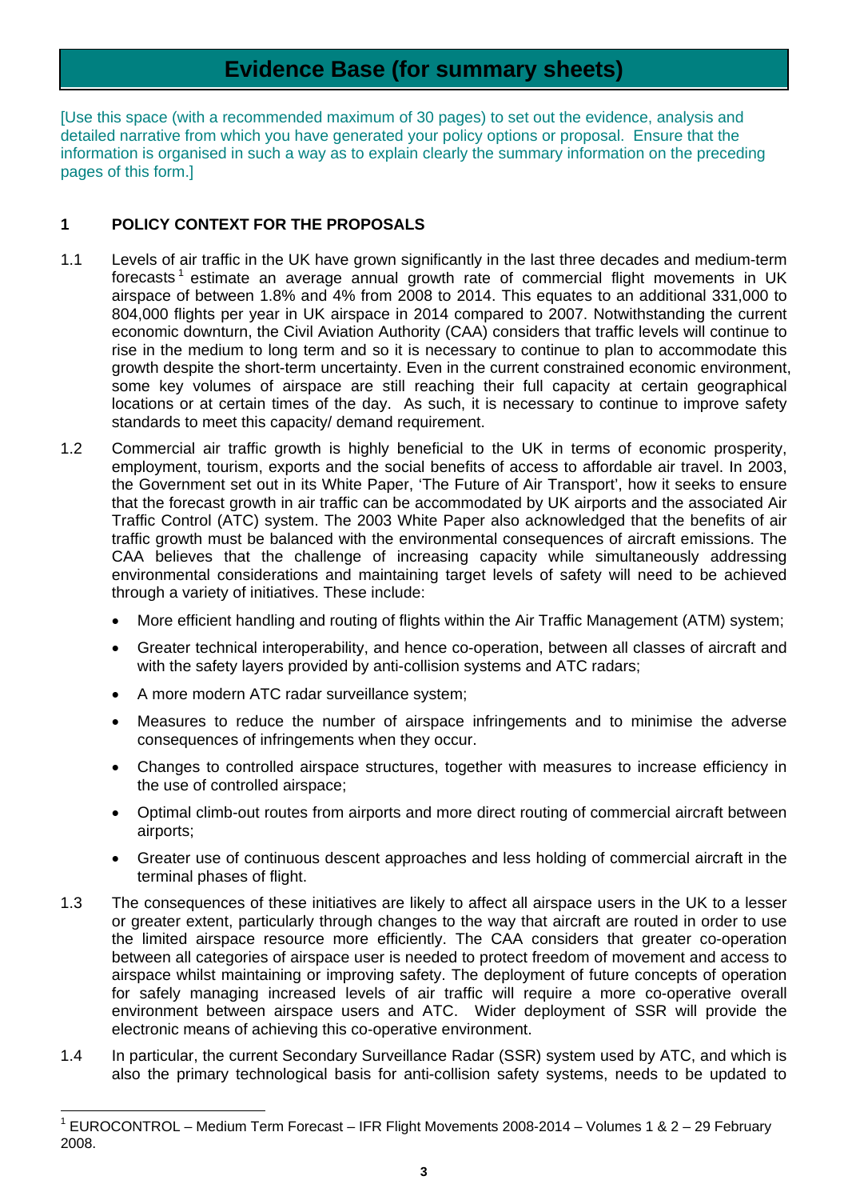# Evidence Base (for summary sheets)

[Use this space (with a recommended maximum of 30 pages) to set out the evidence, analysis and detailed narrative from which you have generated your policy options or proposal. Ensure that the information is organised in such a way as to explain clearly the summary information on the preceding pages of this form.]

## 1 POLICY CONTEXT FOR THE PROPOSALS

1.1 Levels of air traffic in the UK have grown significantly in the last three decades and medium-term forecasts[1] estimate an average annual growth rate of commercial flight movements in UK airspace of between 1.8% and 4% from 2008 to 2014. This equates to an additional 331,000 to 804,000 flights per year in UK airspace in 2014 compared to 2007. Notwithstanding the current economic downturn, the Civil Aviation Authority (CAA) considers that traffic levels will continue to rise in the medium to long term and so it is necessary to continue to plan to accommodate this growth despite the short-term uncertainty. Even in the current constrained economic environment, some key volumes of airspace are still reaching their full capacity at certain geographical locations or at certain times of the day. As such, it is necessary to continue to improve safety standards to meet this capacity/ demand requirement.

1.2 Commercial air traffic growth is highly beneficial to the UK in terms of economic prosperity, employment, tourism, exports and the social benefits of access to affordable air travel. In 2003, the Government set out in its White Paper, 'The Future of Air Transport', how it seeks to ensure that the forecast growth in air traffic can be accommodated by UK airports and the associated Air Traffic Control (ATC) system. The 2003 White Paper also acknowledged that the benefits of air traffic growth must be balanced with the environmental consequences of aircraft emissions. The CAA believes that the challenge of increasing capacity while simultaneously addressing environmental considerations and maintaining target levels of safety will need to be achieved through a variety of initiatives. These include:

- More efficient handling and routing of flights within the Air Traffic Management (ATM) system;
- Greater technical interoperability, and hence co-operation, between all classes of aircraft and with the safety layers provided by anti-collision systems and ATC radars;
- A more modern ATC radar surveillance system;
- Measures to reduce the number of airspace infringements and to minimise the adverse consequences of infringements when they occur.
- Changes to controlled airspace structures, together with measures to increase efficiency in the use of controlled airspace;
- Optimal climb-out routes from airports and more direct routing of commercial aircraft between airports;
- Greater use of continuous descent approaches and less holding of commercial aircraft in the terminal phases of flight.

1.3 The consequences of these initiatives are likely to affect all airspace users in the UK to a lesser or greater extent, particularly through changes to the way that aircraft are routed in order to use the limited airspace resource more efficiently. The CAA considers that greater co-operation between all categories of airspace user is needed to protect freedom of movement and access to airspace whilst maintaining or improving safety. The deployment of future concepts of operation for safely managing increased levels of air traffic will require a more co-operative overall environment between airspace users and ATC. Wider deployment of SSR will provide the electronic means of achieving this co-operative environment.

1.4 In particular, the current Secondary Surveillance Radar (SSR) system used by ATC, and which is also the primary technological basis for anti-collision safety systems, needs to be updated to

---

[1] EUROCONTROL – Medium Term Forecast – IFR Flight Movements 2008-2014 – Volumes 1 & 2 – 29 February 2008.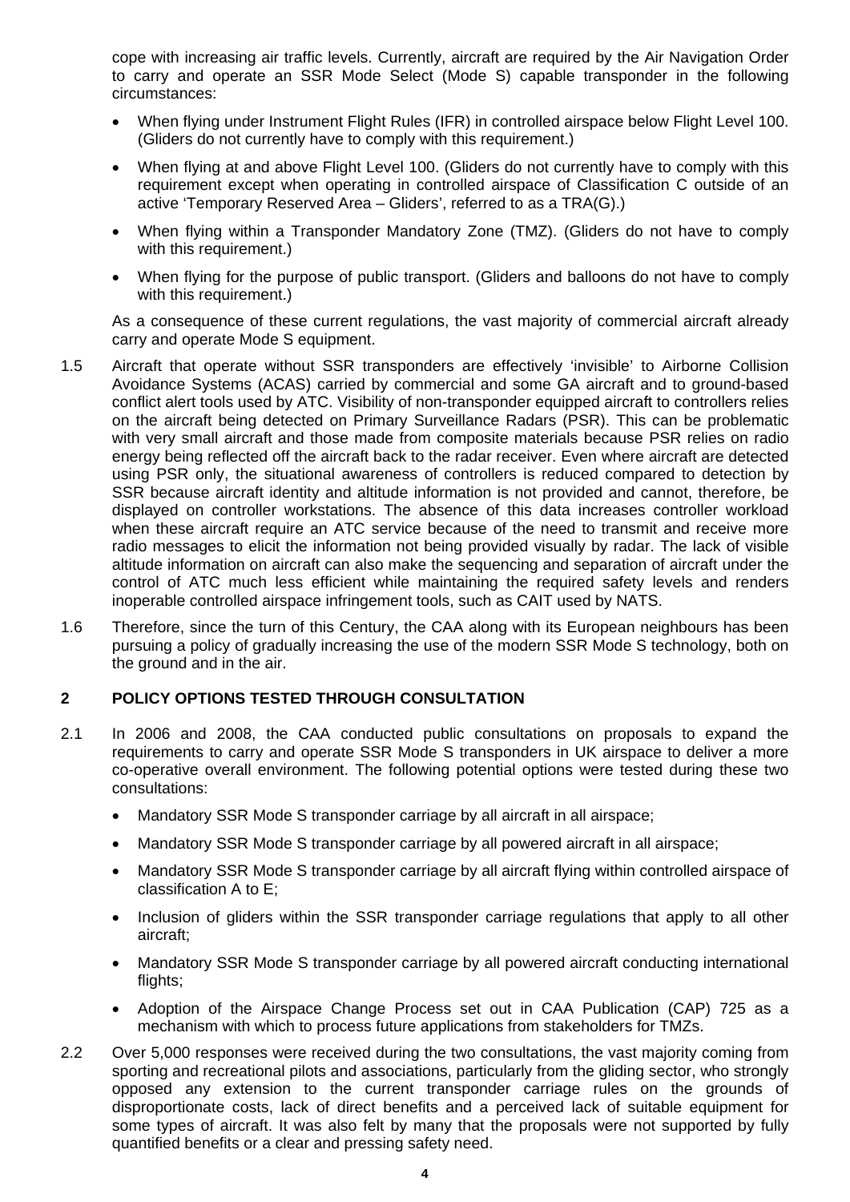cope with increasing air traffic levels. Currently, aircraft are required by the Air Navigation Order to carry and operate an SSR Mode Select (Mode S) capable transponder in the following circumstances:

- When flying under Instrument Flight Rules (IFR) in controlled airspace below Flight Level 100. (Gliders do not currently have to comply with this requirement.)
- When flying at and above Flight Level 100. (Gliders do not currently have to comply with this requirement except when operating in controlled airspace of Classification C outside of an active 'Temporary Reserved Area – Gliders', referred to as a TRA(G).)
- When flying within a Transponder Mandatory Zone (TMZ). (Gliders do not have to comply with this requirement.)
- When flying for the purpose of public transport. (Gliders and balloons do not have to comply with this requirement.)

As a consequence of these current regulations, the vast majority of commercial aircraft already carry and operate Mode S equipment.

1.5 Aircraft that operate without SSR transponders are effectively 'invisible' to Airborne Collision Avoidance Systems (ACAS) carried by commercial and some GA aircraft and to ground-based conflict alert tools used by ATC. Visibility of non-transponder equipped aircraft to controllers relies on the aircraft being detected on Primary Surveillance Radars (PSR). This can be problematic with very small aircraft and those made from composite materials because PSR relies on radio energy being reflected off the aircraft back to the radar receiver. Even where aircraft are detected using PSR only, the situational awareness of controllers is reduced compared to detection by SSR because aircraft identity and altitude information is not provided and cannot, therefore, be displayed on controller workstations. The absence of this data increases controller workload when these aircraft require an ATC service because of the need to transmit and receive more radio messages to elicit the information not being provided visually by radar. The lack of visible altitude information on aircraft can also make the sequencing and separation of aircraft under the control of ATC much less efficient while maintaining the required safety levels and renders inoperable controlled airspace infringement tools, such as CAIT used by NATS.

1.6 Therefore, since the turn of this Century, the CAA along with its European neighbours has been pursuing a policy of gradually increasing the use of the modern SSR Mode S technology, both on the ground and in the air.

## 2 POLICY OPTIONS TESTED THROUGH CONSULTATION

2.1 In 2006 and 2008, the CAA conducted public consultations on proposals to expand the requirements to carry and operate SSR Mode S transponders in UK airspace to deliver a more co-operative overall environment. The following potential options were tested during these two consultations:

- Mandatory SSR Mode S transponder carriage by all aircraft in all airspace;
- Mandatory SSR Mode S transponder carriage by all powered aircraft in all airspace;
- Mandatory SSR Mode S transponder carriage by all aircraft flying within controlled airspace of classification A to E;
- Inclusion of gliders within the SSR transponder carriage regulations that apply to all other aircraft;
- Mandatory SSR Mode S transponder carriage by all powered aircraft conducting international flights;
- Adoption of the Airspace Change Process set out in CAA Publication (CAP) 725 as a mechanism with which to process future applications from stakeholders for TMZs.

2.2 Over 5,000 responses were received during the two consultations, the vast majority coming from sporting and recreational pilots and associations, particularly from the gliding sector, who strongly opposed any extension to the current transponder carriage rules on the grounds of disproportionate costs, lack of direct benefits and a perceived lack of suitable equipment for some types of aircraft. It was also felt by many that the proposals were not supported by fully quantified benefits or a clear and pressing safety need.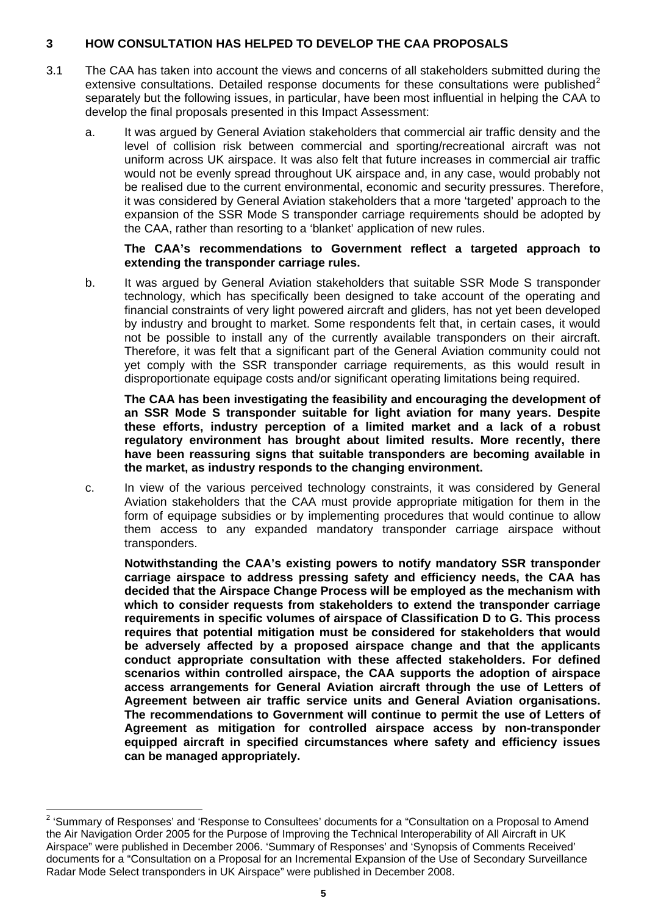## 3 HOW CONSULTATION HAS HELPED TO DEVELOP THE CAA PROPOSALS

3.1 The CAA has taken into account the views and concerns of all stakeholders submitted during the extensive consultations. Detailed response documents for these consultations were published[2] separately but the following issues, in particular, have been most influential in helping the CAA to develop the final proposals presented in this Impact Assessment:

a. It was argued by General Aviation stakeholders that commercial air traffic density and the level of collision risk between commercial and sporting/recreational aircraft was not uniform across UK airspace. It was also felt that future increases in commercial air traffic would not be evenly spread throughout UK airspace and, in any case, would probably not be realised due to the current environmental, economic and security pressures. Therefore, it was considered by General Aviation stakeholders that a more 'targeted' approach to the expansion of the SSR Mode S transponder carriage requirements should be adopted by the CAA, rather than resorting to a 'blanket' application of new rules.

**The CAA's recommendations to Government reflect a targeted approach to extending the transponder carriage rules.**

b. It was argued by General Aviation stakeholders that suitable SSR Mode S transponder technology, which has specifically been designed to take account of the operating and financial constraints of very light powered aircraft and gliders, has not yet been developed by industry and brought to market. Some respondents felt that, in certain cases, it would not be possible to install any of the currently available transponders on their aircraft. Therefore, it was felt that a significant part of the General Aviation community could not yet comply with the SSR transponder carriage requirements, as this would result in disproportionate equipage costs and/or significant operating limitations being required.

**The CAA has been investigating the feasibility and encouraging the development of an SSR Mode S transponder suitable for light aviation for many years. Despite these efforts, industry perception of a limited market and a lack of a robust regulatory environment has brought about limited results. More recently, there have been reassuring signs that suitable transponders are becoming available in the market, as industry responds to the changing environment.**

c. In view of the various perceived technology constraints, it was considered by General Aviation stakeholders that the CAA must provide appropriate mitigation for them in the form of equipage subsidies or by implementing procedures that would continue to allow them access to any expanded mandatory transponder carriage airspace without transponders.

**Notwithstanding the CAA's existing powers to notify mandatory SSR transponder carriage airspace to address pressing safety and efficiency needs, the CAA has decided that the Airspace Change Process will be employed as the mechanism with which to consider requests from stakeholders to extend the transponder carriage requirements in specific volumes of airspace of Classification D to G. This process requires that potential mitigation must be considered for stakeholders that would be adversely affected by a proposed airspace change and that the applicants conduct appropriate consultation with these affected stakeholders. For defined scenarios within controlled airspace, the CAA supports the adoption of airspace access arrangements for General Aviation aircraft through the use of Letters of Agreement between air traffic service units and General Aviation organisations. The recommendations to Government will continue to permit the use of Letters of Agreement as mitigation for controlled airspace access by non-transponder equipped aircraft in specified circumstances where safety and efficiency issues can be managed appropriately.**

---

[2] 'Summary of Responses' and 'Response to Consultees' documents for a "Consultation on a Proposal to Amend the Air Navigation Order 2005 for the Purpose of Improving the Technical Interoperability of All Aircraft in UK Airspace" were published in December 2006. 'Summary of Responses' and 'Synopsis of Comments Received' documents for a "Consultation on a Proposal for an Incremental Expansion of the Use of Secondary Surveillance Radar Mode Select transponders in UK Airspace" were published in December 2008.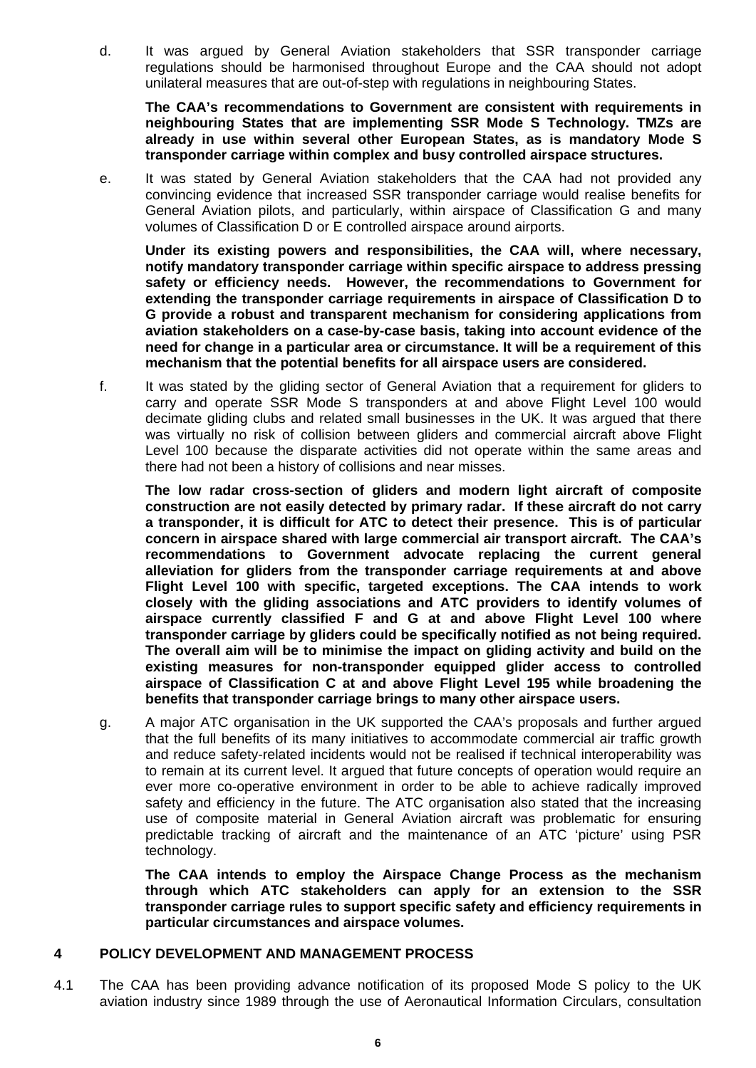d. It was argued by General Aviation stakeholders that SSR transponder carriage regulations should be harmonised throughout Europe and the CAA should not adopt unilateral measures that are out-of-step with regulations in neighbouring States.

   **The CAA's recommendations to Government are consistent with requirements in neighbouring States that are implementing SSR Mode S Technology. TMZs are already in use within several other European States, as is mandatory Mode S transponder carriage within complex and busy controlled airspace structures.**

e. It was stated by General Aviation stakeholders that the CAA had not provided any convincing evidence that increased SSR transponder carriage would realise benefits for General Aviation pilots, and particularly, within airspace of Classification G and many volumes of Classification D or E controlled airspace around airports.

   **Under its existing powers and responsibilities, the CAA will, where necessary, notify mandatory transponder carriage within specific airspace to address pressing safety or efficiency needs. However, the recommendations to Government for extending the transponder carriage requirements in airspace of Classification D to G provide a robust and transparent mechanism for considering applications from aviation stakeholders on a case-by-case basis, taking into account evidence of the need for change in a particular area or circumstance. It will be a requirement of this mechanism that the potential benefits for all airspace users are considered.**

f. It was stated by the gliding sector of General Aviation that a requirement for gliders to carry and operate SSR Mode S transponders at and above Flight Level 100 would decimate gliding clubs and related small businesses in the UK. It was argued that there was virtually no risk of collision between gliders and commercial aircraft above Flight Level 100 because the disparate activities did not operate within the same areas and there had not been a history of collisions and near misses.

   **The low radar cross-section of gliders and modern light aircraft of composite construction are not easily detected by primary radar. If these aircraft do not carry a transponder, it is difficult for ATC to detect their presence. This is of particular concern in airspace shared with large commercial air transport aircraft. The CAA's recommendations to Government advocate replacing the current general alleviation for gliders from the transponder carriage requirements at and above Flight Level 100 with specific, targeted exceptions. The CAA intends to work closely with the gliding associations and ATC providers to identify volumes of airspace currently classified F and G at and above Flight Level 100 where transponder carriage by gliders could be specifically notified as not being required. The overall aim will be to minimise the impact on gliding activity and build on the existing measures for non-transponder equipped glider access to controlled airspace of Classification C at and above Flight Level 195 while broadening the benefits that transponder carriage brings to many other airspace users.**

g. A major ATC organisation in the UK supported the CAA's proposals and further argued that the full benefits of its many initiatives to accommodate commercial air traffic growth and reduce safety-related incidents would not be realised if technical interoperability was to remain at its current level. It argued that future concepts of operation would require an ever more co-operative environment in order to be able to achieve radically improved safety and efficiency in the future. The ATC organisation also stated that the increasing use of composite material in General Aviation aircraft was problematic for ensuring predictable tracking of aircraft and the maintenance of an ATC 'picture' using PSR technology.

   **The CAA intends to employ the Airspace Change Process as the mechanism through which ATC stakeholders can apply for an extension to the SSR transponder carriage rules to support specific safety and efficiency requirements in particular circumstances and airspace volumes.**

## 4 POLICY DEVELOPMENT AND MANAGEMENT PROCESS

4.1 The CAA has been providing advance notification of its proposed Mode S policy to the UK aviation industry since 1989 through the use of Aeronautical Information Circulars, consultation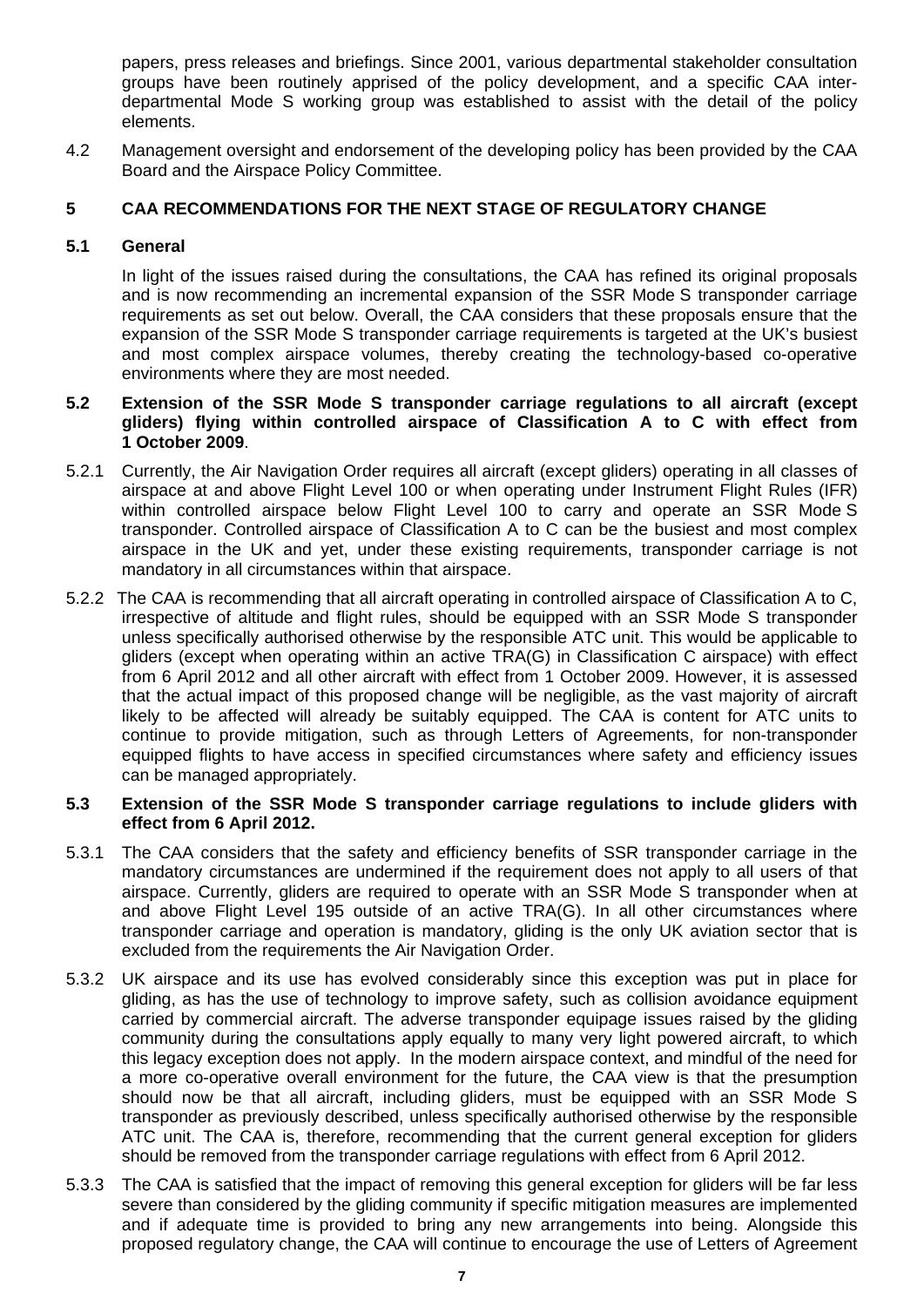papers, press releases and briefings. Since 2001, various departmental stakeholder consultation groups have been routinely apprised of the policy development, and a specific CAA inter-departmental Mode S working group was established to assist with the detail of the policy elements.

4.2 Management oversight and endorsement of the developing policy has been provided by the CAA Board and the Airspace Policy Committee.

## 5 CAA RECOMMENDATIONS FOR THE NEXT STAGE OF REGULATORY CHANGE

### 5.1 General

In light of the issues raised during the consultations, the CAA has refined its original proposals and is now recommending an incremental expansion of the SSR Mode S transponder carriage requirements as set out below. Overall, the CAA considers that these proposals ensure that the expansion of the SSR Mode S transponder carriage requirements is targeted at the UK's busiest and most complex airspace volumes, thereby creating the technology-based co-operative environments where they are most needed.

### 5.2 Extension of the SSR Mode S transponder carriage regulations to all aircraft (except gliders) flying within controlled airspace of Classification A to C with effect from 1 October 2009.

5.2.1 Currently, the Air Navigation Order requires all aircraft (except gliders) operating in all classes of airspace at and above Flight Level 100 or when operating under Instrument Flight Rules (IFR) within controlled airspace below Flight Level 100 to carry and operate an SSR Mode S transponder. Controlled airspace of Classification A to C can be the busiest and most complex airspace in the UK and yet, under these existing requirements, transponder carriage is not mandatory in all circumstances within that airspace.

5.2.2 The CAA is recommending that all aircraft operating in controlled airspace of Classification A to C, irrespective of altitude and flight rules, should be equipped with an SSR Mode S transponder unless specifically authorised otherwise by the responsible ATC unit. This would be applicable to gliders (except when operating within an active TRA(G) in Classification C airspace) with effect from 6 April 2012 and all other aircraft with effect from 1 October 2009. However, it is assessed that the actual impact of this proposed change will be negligible, as the vast majority of aircraft likely to be affected will already be suitably equipped. The CAA is content for ATC units to continue to provide mitigation, such as through Letters of Agreements, for non-transponder equipped flights to have access in specified circumstances where safety and efficiency issues can be managed appropriately.

### 5.3 Extension of the SSR Mode S transponder carriage regulations to include gliders with effect from 6 April 2012.

5.3.1 The CAA considers that the safety and efficiency benefits of SSR transponder carriage in the mandatory circumstances are undermined if the requirement does not apply to all users of that airspace. Currently, gliders are required to operate with an SSR Mode S transponder when at and above Flight Level 195 outside of an active TRA(G). In all other circumstances where transponder carriage and operation is mandatory, gliding is the only UK aviation sector that is excluded from the requirements the Air Navigation Order.

5.3.2 UK airspace and its use has evolved considerably since this exception was put in place for gliding, as has the use of technology to improve safety, such as collision avoidance equipment carried by commercial aircraft. The adverse transponder equipage issues raised by the gliding community during the consultations apply equally to many very light powered aircraft, to which this legacy exception does not apply. In the modern airspace context, and mindful of the need for a more co-operative overall environment for the future, the CAA view is that the presumption should now be that all aircraft, including gliders, must be equipped with an SSR Mode S transponder as previously described, unless specifically authorised otherwise by the responsible ATC unit. The CAA is, therefore, recommending that the current general exception for gliders should be removed from the transponder carriage regulations with effect from 6 April 2012.

5.3.3 The CAA is satisfied that the impact of removing this general exception for gliders will be far less severe than considered by the gliding community if specific mitigation measures are implemented and if adequate time is provided to bring any new arrangements into being. Alongside this proposed regulatory change, the CAA will continue to encourage the use of Letters of Agreement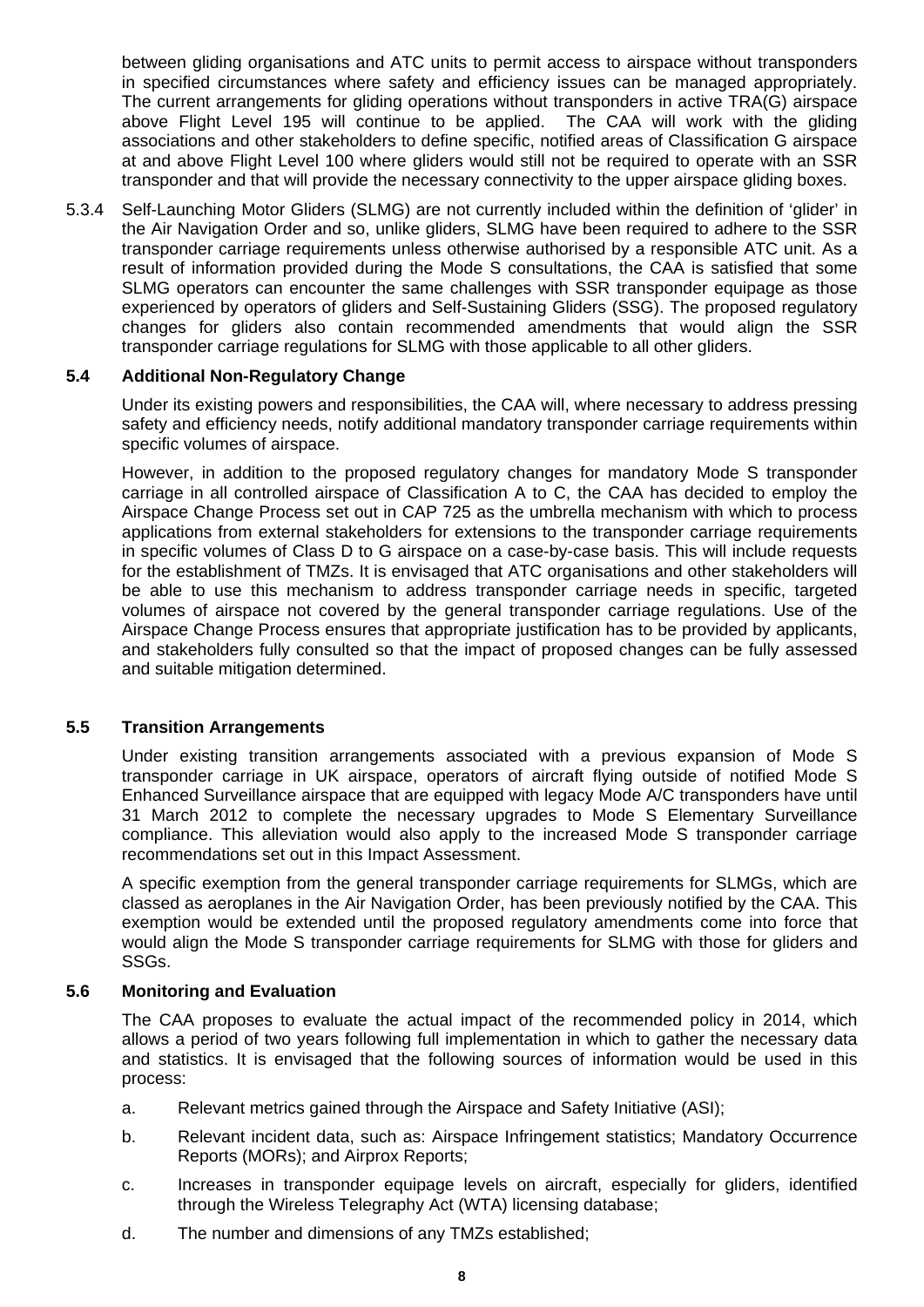between gliding organisations and ATC units to permit access to airspace without transponders in specified circumstances where safety and efficiency issues can be managed appropriately. The current arrangements for gliding operations without transponders in active TRA(G) airspace above Flight Level 195 will continue to be applied. The CAA will work with the gliding associations and other stakeholders to define specific, notified areas of Classification G airspace at and above Flight Level 100 where gliders would still not be required to operate with an SSR transponder and that will provide the necessary connectivity to the upper airspace gliding boxes.

5.3.4 Self-Launching Motor Gliders (SLMG) are not currently included within the definition of 'glider' in the Air Navigation Order and so, unlike gliders, SLMG have been required to adhere to the SSR transponder carriage requirements unless otherwise authorised by a responsible ATC unit. As a result of information provided during the Mode S consultations, the CAA is satisfied that some SLMG operators can encounter the same challenges with SSR transponder equipage as those experienced by operators of gliders and Self-Sustaining Gliders (SSG). The proposed regulatory changes for gliders also contain recommended amendments that would align the SSR transponder carriage regulations for SLMG with those applicable to all other gliders.

### 5.4 Additional Non-Regulatory Change

Under its existing powers and responsibilities, the CAA will, where necessary to address pressing safety and efficiency needs, notify additional mandatory transponder carriage requirements within specific volumes of airspace.

However, in addition to the proposed regulatory changes for mandatory Mode S transponder carriage in all controlled airspace of Classification A to C, the CAA has decided to employ the Airspace Change Process set out in CAP 725 as the umbrella mechanism with which to process applications from external stakeholders for extensions to the transponder carriage requirements in specific volumes of Class D to G airspace on a case-by-case basis. This will include requests for the establishment of TMZs. It is envisaged that ATC organisations and other stakeholders will be able to use this mechanism to address transponder carriage needs in specific, targeted volumes of airspace not covered by the general transponder carriage regulations. Use of the Airspace Change Process ensures that appropriate justification has to be provided by applicants, and stakeholders fully consulted so that the impact of proposed changes can be fully assessed and suitable mitigation determined.

### 5.5 Transition Arrangements

Under existing transition arrangements associated with a previous expansion of Mode S transponder carriage in UK airspace, operators of aircraft flying outside of notified Mode S Enhanced Surveillance airspace that are equipped with legacy Mode A/C transponders have until 31 March 2012 to complete the necessary upgrades to Mode S Elementary Surveillance compliance. This alleviation would also apply to the increased Mode S transponder carriage recommendations set out in this Impact Assessment.

A specific exemption from the general transponder carriage requirements for SLMGs, which are classed as aeroplanes in the Air Navigation Order, has been previously notified by the CAA. This exemption would be extended until the proposed regulatory amendments come into force that would align the Mode S transponder carriage requirements for SLMG with those for gliders and SSGs.

### 5.6 Monitoring and Evaluation

The CAA proposes to evaluate the actual impact of the recommended policy in 2014, which allows a period of two years following full implementation in which to gather the necessary data and statistics. It is envisaged that the following sources of information would be used in this process:

a. Relevant metrics gained through the Airspace and Safety Initiative (ASI);

b. Relevant incident data, such as: Airspace Infringement statistics; Mandatory Occurrence Reports (MORs); and Airprox Reports;

c. Increases in transponder equipage levels on aircraft, especially for gliders, identified through the Wireless Telegraphy Act (WTA) licensing database;

d. The number and dimensions of any TMZs established;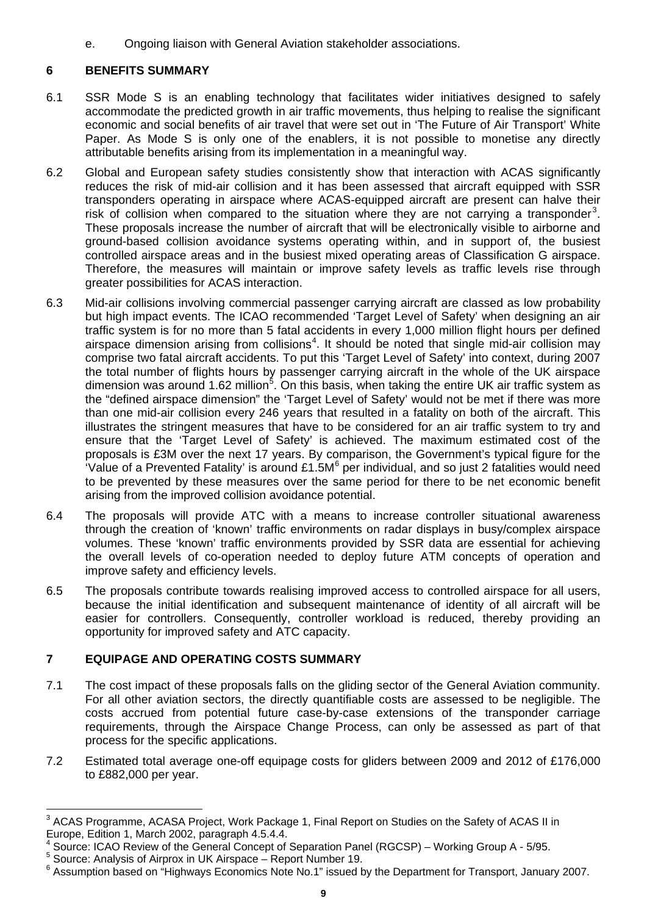e. Ongoing liaison with General Aviation stakeholder associations.

## 6 BENEFITS SUMMARY

6.1 SSR Mode S is an enabling technology that facilitates wider initiatives designed to safely accommodate the predicted growth in air traffic movements, thus helping to realise the significant economic and social benefits of air travel that were set out in 'The Future of Air Transport' White Paper. As Mode S is only one of the enablers, it is not possible to monetise any directly attributable benefits arising from its implementation in a meaningful way.

6.2 Global and European safety studies consistently show that interaction with ACAS significantly reduces the risk of mid-air collision and it has been assessed that aircraft equipped with SSR transponders operating in airspace where ACAS-equipped aircraft are present can halve their risk of collision when compared to the situation where they are not carrying a transponder[3]. These proposals increase the number of aircraft that will be electronically visible to airborne and ground-based collision avoidance systems operating within, and in support of, the busiest controlled airspace areas and in the busiest mixed operating areas of Classification G airspace. Therefore, the measures will maintain or improve safety levels as traffic levels rise through greater possibilities for ACAS interaction.

6.3 Mid-air collisions involving commercial passenger carrying aircraft are classed as low probability but high impact events. The ICAO recommended 'Target Level of Safety' when designing an air traffic system is for no more than 5 fatal accidents in every 1,000 million flight hours per defined airspace dimension arising from collisions[4]. It should be noted that single mid-air collision may comprise two fatal aircraft accidents. To put this 'Target Level of Safety' into context, during 2007 the total number of flights hours by passenger carrying aircraft in the whole of the UK airspace dimension was around 1.62 million[5]. On this basis, when taking the entire UK air traffic system as the "defined airspace dimension" the 'Target Level of Safety' would not be met if there was more than one mid-air collision every 246 years that resulted in a fatality on both of the aircraft. This illustrates the stringent measures that have to be considered for an air traffic system to try and ensure that the 'Target Level of Safety' is achieved. The maximum estimated cost of the proposals is £3M over the next 17 years. By comparison, the Government's typical figure for the 'Value of a Prevented Fatality' is around £1.5M[6] per individual, and so just 2 fatalities would need to be prevented by these measures over the same period for there to be net economic benefit arising from the improved collision avoidance potential.

6.4 The proposals will provide ATC with a means to increase controller situational awareness through the creation of 'known' traffic environments on radar displays in busy/complex airspace volumes. These 'known' traffic environments provided by SSR data are essential for achieving the overall levels of co-operation needed to deploy future ATM concepts of operation and improve safety and efficiency levels.

6.5 The proposals contribute towards realising improved access to controlled airspace for all users, because the initial identification and subsequent maintenance of identity of all aircraft will be easier for controllers. Consequently, controller workload is reduced, thereby providing an opportunity for improved safety and ATC capacity.

## 7 EQUIPAGE AND OPERATING COSTS SUMMARY

7.1 The cost impact of these proposals falls on the gliding sector of the General Aviation community. For all other aviation sectors, the directly quantifiable costs are assessed to be negligible. The costs accrued from potential future case-by-case extensions of the transponder carriage requirements, through the Airspace Change Process, can only be assessed as part of that process for the specific applications.

7.2 Estimated total average one-off equipage costs for gliders between 2009 and 2012 of £176,000 to £882,000 per year.

---

[3] ACAS Programme, ACASA Project, Work Package 1, Final Report on Studies on the Safety of ACAS II in Europe, Edition 1, March 2002, paragraph 4.5.4.4.

[4] Source: ICAO Review of the General Concept of Separation Panel (RGCSP) – Working Group A - 5/95.

[5] Source: Analysis of Airprox in UK Airspace – Report Number 19.

[6] Assumption based on "Highways Economics Note No.1" issued by the Department for Transport, January 2007.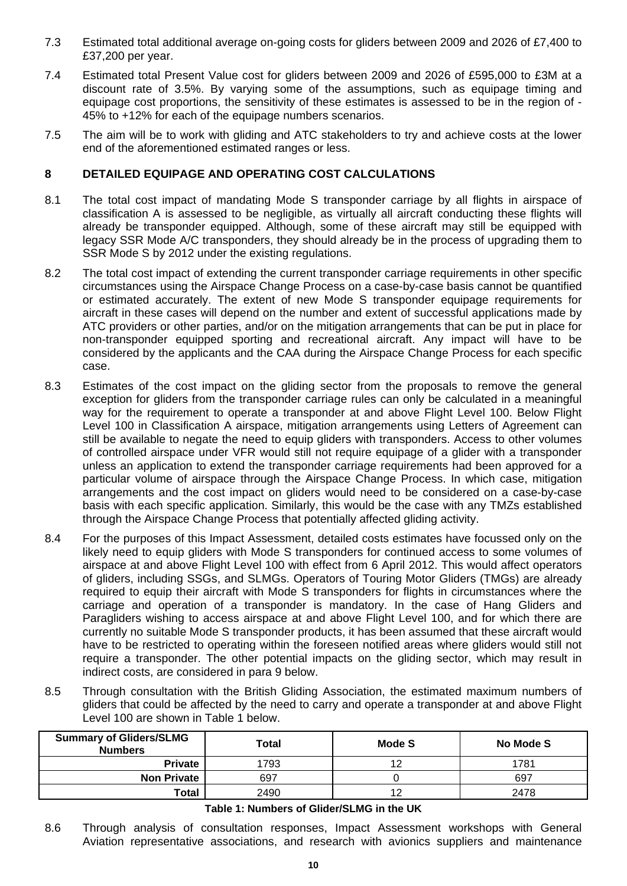7.3 Estimated total additional average on-going costs for gliders between 2009 and 2026 of £7,400 to £37,200 per year.

7.4 Estimated total Present Value cost for gliders between 2009 and 2026 of £595,000 to £3M at a discount rate of 3.5%. By varying some of the assumptions, such as equipage timing and equipage cost proportions, the sensitivity of these estimates is assessed to be in the region of -45% to +12% for each of the equipage numbers scenarios.

7.5 The aim will be to work with gliding and ATC stakeholders to try and achieve costs at the lower end of the aforementioned estimated ranges or less.

## 8 DETAILED EQUIPAGE AND OPERATING COST CALCULATIONS

8.1 The total cost impact of mandating Mode S transponder carriage by all flights in airspace of classification A is assessed to be negligible, as virtually all aircraft conducting these flights will already be transponder equipped. Although, some of these aircraft may still be equipped with legacy SSR Mode A/C transponders, they should already be in the process of upgrading them to SSR Mode S by 2012 under the existing regulations.

8.2 The total cost impact of extending the current transponder carriage requirements in other specific circumstances using the Airspace Change Process on a case-by-case basis cannot be quantified or estimated accurately. The extent of new Mode S transponder equipage requirements for aircraft in these cases will depend on the number and extent of successful applications made by ATC providers or other parties, and/or on the mitigation arrangements that can be put in place for non-transponder equipped sporting and recreational aircraft. Any impact will have to be considered by the applicants and the CAA during the Airspace Change Process for each specific case.

8.3 Estimates of the cost impact on the gliding sector from the proposals to remove the general exception for gliders from the transponder carriage rules can only be calculated in a meaningful way for the requirement to operate a transponder at and above Flight Level 100. Below Flight Level 100 in Classification A airspace, mitigation arrangements using Letters of Agreement can still be available to negate the need to equip gliders with transponders. Access to other volumes of controlled airspace under VFR would still not require equipage of a glider with a transponder unless an application to extend the transponder carriage requirements had been approved for a particular volume of airspace through the Airspace Change Process. In which case, mitigation arrangements and the cost impact on gliders would need to be considered on a case-by-case basis with each specific application. Similarly, this would be the case with any TMZs established through the Airspace Change Process that potentially affected gliding activity.

8.4 For the purposes of this Impact Assessment, detailed costs estimates have focussed only on the likely need to equip gliders with Mode S transponders for continued access to some volumes of airspace at and above Flight Level 100 with effect from 6 April 2012. This would affect operators of gliders, including SSGs, and SLMGs. Operators of Touring Motor Gliders (TMGs) are already required to equip their aircraft with Mode S transponders for flights in circumstances where the carriage and operation of a transponder is mandatory. In the case of Hang Gliders and Paragliders wishing to access airspace at and above Flight Level 100, and for which there are currently no suitable Mode S transponder products, it has been assumed that these aircraft would have to be restricted to operating within the foreseen notified areas where gliders would still not require a transponder. The other potential impacts on the gliding sector, which may result in indirect costs, are considered in para 9 below.

8.5 Through consultation with the British Gliding Association, the estimated maximum numbers of gliders that could be affected by the need to carry and operate a transponder at and above Flight Level 100 are shown in Table 1 below.

| Summary of Gliders/SLMG Numbers | Total | Mode S | No Mode S |
|---|---|---|---|
| Private | 1793 | 12 | 1781 |
| Non Private | 697 | 0 | 697 |
| Total | 2490 | 12 | 2478 |

**Table 1: Numbers of Glider/SLMG in the UK**

8.6 Through analysis of consultation responses, Impact Assessment workshops with General Aviation representative associations, and research with avionics suppliers and maintenance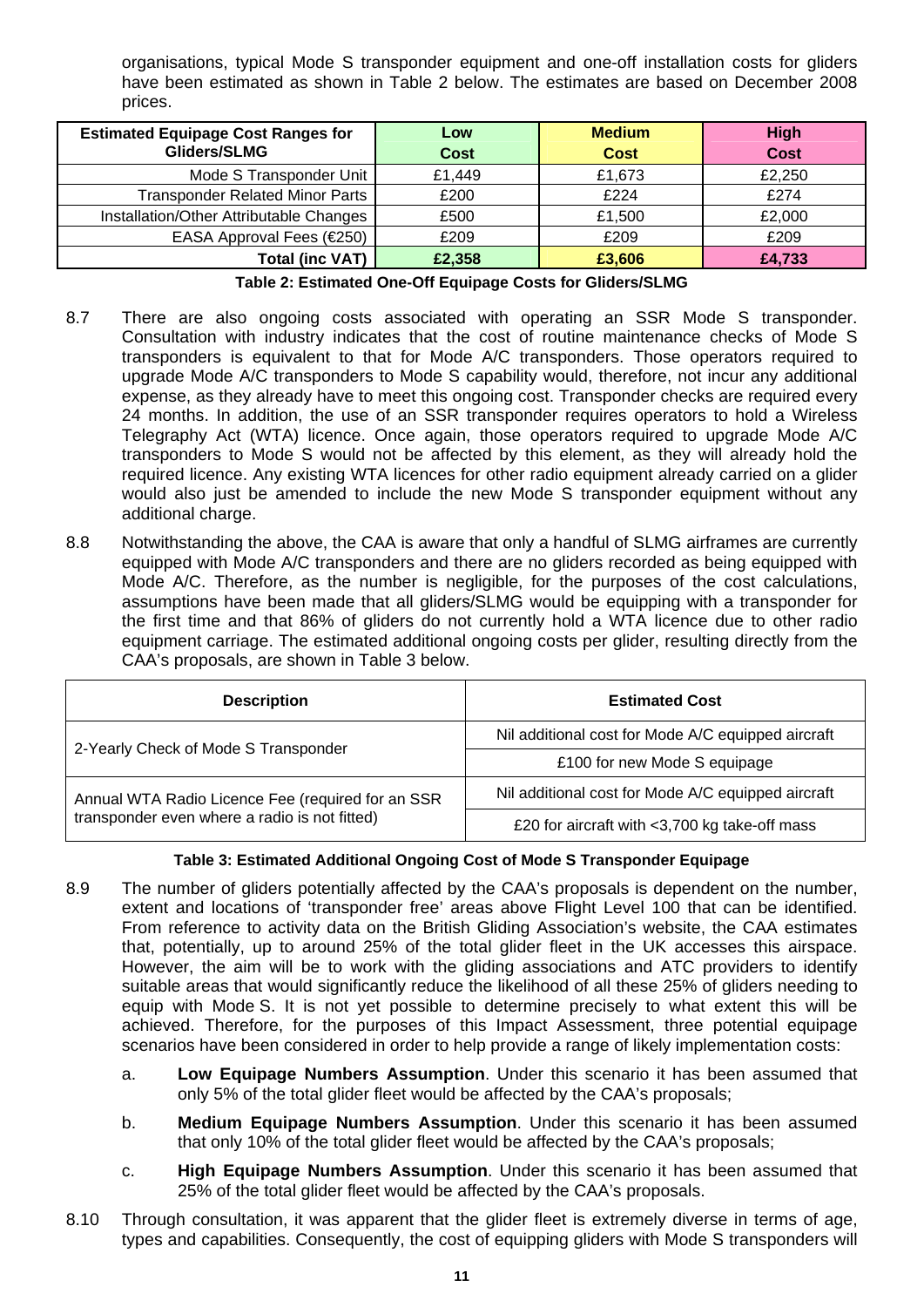organisations, typical Mode S transponder equipment and one-off installation costs for gliders have been estimated as shown in Table 2 below. The estimates are based on December 2008 prices.

| Estimated Equipage Cost Ranges for Gliders/SLMG | Low Cost | Medium Cost | High Cost |
|---|---|---|---|
| Mode S Transponder Unit | £1,449 | £1,673 | £2,250 |
| Transponder Related Minor Parts | £200 | £224 | £274 |
| Installation/Other Attributable Changes | £500 | £1,500 | £2,000 |
| EASA Approval Fees (€250) | £209 | £209 | £209 |
| **Total (inc VAT)** | **£2,358** | **£3,606** | **£4,733** |

**Table 2: Estimated One-Off Equipage Costs for Gliders/SLMG**

8.7 There are also ongoing costs associated with operating an SSR Mode S transponder. Consultation with industry indicates that the cost of routine maintenance checks of Mode S transponders is equivalent to that for Mode A/C transponders. Those operators required to upgrade Mode A/C transponders to Mode S capability would, therefore, not incur any additional expense, as they already have to meet this ongoing cost. Transponder checks are required every 24 months. In addition, the use of an SSR transponder requires operators to hold a Wireless Telegraphy Act (WTA) licence. Once again, those operators required to upgrade Mode A/C transponders to Mode S would not be affected by this element, as they will already hold the required licence. Any existing WTA licences for other radio equipment already carried on a glider would also just be amended to include the new Mode S transponder equipment without any additional charge.

8.8 Notwithstanding the above, the CAA is aware that only a handful of SLMG airframes are currently equipped with Mode A/C transponders and there are no gliders recorded as being equipped with Mode A/C. Therefore, as the number is negligible, for the purposes of the cost calculations, assumptions have been made that all gliders/SLMG would be equipping with a transponder for the first time and that 86% of gliders do not currently hold a WTA licence due to other radio equipment carriage. The estimated additional ongoing costs per glider, resulting directly from the CAA's proposals, are shown in Table 3 below.

| Description | Estimated Cost |
|---|---|
| 2-Yearly Check of Mode S Transponder | Nil additional cost for Mode A/C equipped aircraft |
| | £100 for new Mode S equipage |
| Annual WTA Radio Licence Fee (required for an SSR transponder even where a radio is not fitted) | Nil additional cost for Mode A/C equipped aircraft |
| | £20 for aircraft with <3,700 kg take-off mass |

**Table 3: Estimated Additional Ongoing Cost of Mode S Transponder Equipage**

8.9 The number of gliders potentially affected by the CAA's proposals is dependent on the number, extent and locations of 'transponder free' areas above Flight Level 100 that can be identified. From reference to activity data on the British Gliding Association's website, the CAA estimates that, potentially, up to around 25% of the total glider fleet in the UK accesses this airspace. However, the aim will be to work with the gliding associations and ATC providers to identify suitable areas that would significantly reduce the likelihood of all these 25% of gliders needing to equip with Mode S. It is not yet possible to determine precisely to what extent this will be achieved. Therefore, for the purposes of this Impact Assessment, three potential equipage scenarios have been considered in order to help provide a range of likely implementation costs:

a. **Low Equipage Numbers Assumption**. Under this scenario it has been assumed that only 5% of the total glider fleet would be affected by the CAA's proposals;

b. **Medium Equipage Numbers Assumption**. Under this scenario it has been assumed that only 10% of the total glider fleet would be affected by the CAA's proposals;

c. **High Equipage Numbers Assumption**. Under this scenario it has been assumed that 25% of the total glider fleet would be affected by the CAA's proposals.

8.10 Through consultation, it was apparent that the glider fleet is extremely diverse in terms of age, types and capabilities. Consequently, the cost of equipping gliders with Mode S transponders will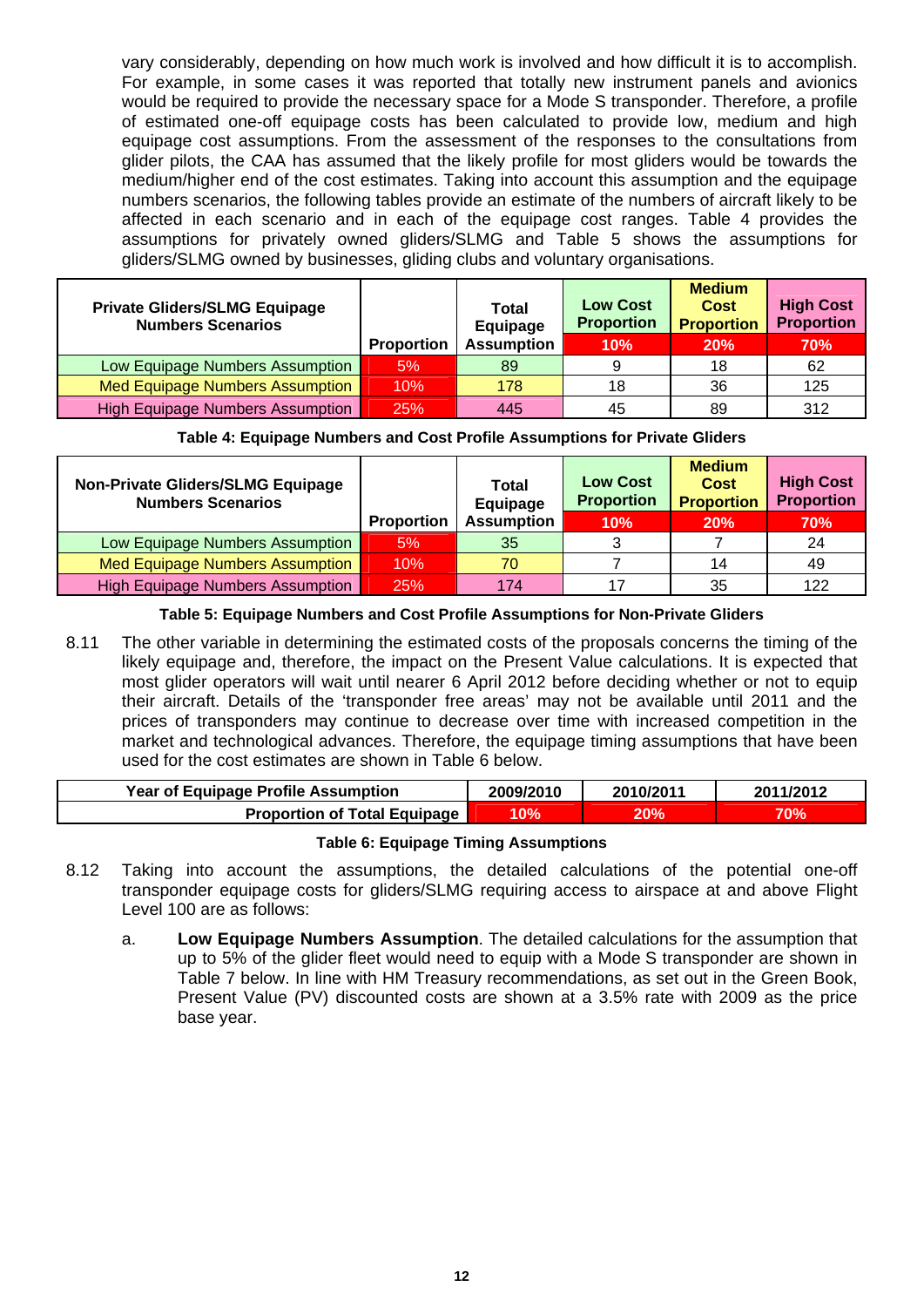vary considerably, depending on how much work is involved and how difficult it is to accomplish. For example, in some cases it was reported that totally new instrument panels and avionics would be required to provide the necessary space for a Mode S transponder. Therefore, a profile of estimated one-off equipage costs has been calculated to provide low, medium and high equipage cost assumptions. From the assessment of the responses to the consultations from glider pilots, the CAA has assumed that the likely profile for most gliders would be towards the medium/higher end of the cost estimates. Taking into account this assumption and the equipage numbers scenarios, the following tables provide an estimate of the numbers of aircraft likely to be affected in each scenario and in each of the equipage cost ranges. Table 4 provides the assumptions for privately owned gliders/SLMG and Table 5 shows the assumptions for gliders/SLMG owned by businesses, gliding clubs and voluntary organisations.

| Private Gliders/SLMG Equipage Numbers Scenarios | Proportion | Total Equipage Assumption | Low Cost Proportion | Medium Cost Proportion | High Cost Proportion |
|---|---|---|---|---|---|
| | | | 10% | 20% | 70% |
| Low Equipage Numbers Assumption | 5% | 89 | 9 | 18 | 62 |
| Med Equipage Numbers Assumption | 10% | 178 | 18 | 36 | 125 |
| High Equipage Numbers Assumption | 25% | 445 | 45 | 89 | 312 |

**Table 4: Equipage Numbers and Cost Profile Assumptions for Private Gliders**

| Non-Private Gliders/SLMG Equipage Numbers Scenarios | Proportion | Total Equipage Assumption | Low Cost Proportion | Medium Cost Proportion | High Cost Proportion |
|---|---|---|---|---|---|
| | | | 10% | 20% | 70% |
| Low Equipage Numbers Assumption | 5% | 35 | 3 | 7 | 24 |
| Med Equipage Numbers Assumption | 10% | 70 | 7 | 14 | 49 |
| High Equipage Numbers Assumption | 25% | 174 | 17 | 35 | 122 |

**Table 5: Equipage Numbers and Cost Profile Assumptions for Non-Private Gliders**

8.11 The other variable in determining the estimated costs of the proposals concerns the timing of the likely equipage and, therefore, the impact on the Present Value calculations. It is expected that most glider operators will wait until nearer 6 April 2012 before deciding whether or not to equip their aircraft. Details of the 'transponder free areas' may not be available until 2011 and the prices of transponders may continue to decrease over time with increased competition in the market and technological advances. Therefore, the equipage timing assumptions that have been used for the cost estimates are shown in Table 6 below.

| Year of Equipage Profile Assumption | 2009/2010 | 2010/2011 | 2011/2012 |
|---|---|---|---|
| Proportion of Total Equipage | 10% | 20% | 70% |

**Table 6: Equipage Timing Assumptions**

8.12 Taking into account the assumptions, the detailed calculations of the potential one-off transponder equipage costs for gliders/SLMG requiring access to airspace at and above Flight Level 100 are as follows:

a. **Low Equipage Numbers Assumption**. The detailed calculations for the assumption that up to 5% of the glider fleet would need to equip with a Mode S transponder are shown in Table 7 below. In line with HM Treasury recommendations, as set out in the Green Book, Present Value (PV) discounted costs are shown at a 3.5% rate with 2009 as the price base year.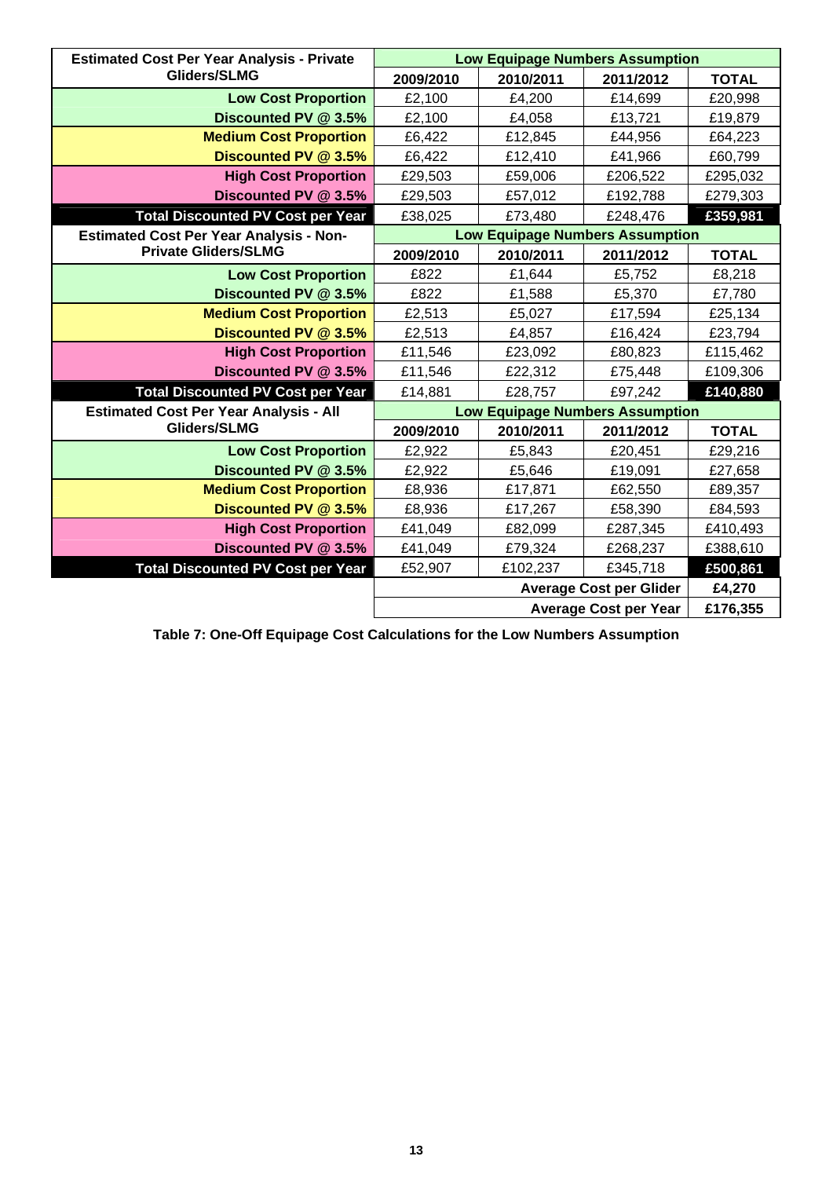| Estimated Cost Per Year Analysis - Private Gliders/SLMG | Low Equipage Numbers Assumption | | | |
|---|---|---|---|---|
| | 2009/2010 | 2010/2011 | 2011/2012 | TOTAL |
| **Low Cost Proportion** | £2,100 | £4,200 | £14,699 | £20,998 |
| **Discounted PV @ 3.5%** | £2,100 | £4,058 | £13,721 | £19,879 |
| **Medium Cost Proportion** | £6,422 | £12,845 | £44,956 | £64,223 |
| **Discounted PV @ 3.5%** | £6,422 | £12,410 | £41,966 | £60,799 |
| **High Cost Proportion** | £29,503 | £59,006 | £206,522 | £295,032 |
| **Discounted PV @ 3.5%** | £29,503 | £57,012 | £192,788 | £279,303 |
| **Total Discounted PV Cost per Year** | £38,025 | £73,480 | £248,476 | **£359,981** |
| **Estimated Cost Per Year Analysis - Non-Private Gliders/SLMG** | **Low Equipage Numbers Assumption** | | | |
| | **2009/2010** | **2010/2011** | **2011/2012** | **TOTAL** |
| **Low Cost Proportion** | £822 | £1,644 | £5,752 | £8,218 |
| **Discounted PV @ 3.5%** | £822 | £1,588 | £5,370 | £7,780 |
| **Medium Cost Proportion** | £2,513 | £5,027 | £17,594 | £25,134 |
| **Discounted PV @ 3.5%** | £2,513 | £4,857 | £16,424 | £23,794 |
| **High Cost Proportion** | £11,546 | £23,092 | £80,823 | £115,462 |
| **Discounted PV @ 3.5%** | £11,546 | £22,312 | £75,448 | £109,306 |
| **Total Discounted PV Cost per Year** | £14,881 | £28,757 | £97,242 | **£140,880** |
| **Estimated Cost Per Year Analysis - All Gliders/SLMG** | **Low Equipage Numbers Assumption** | | | |
| | **2009/2010** | **2010/2011** | **2011/2012** | **TOTAL** |
| **Low Cost Proportion** | £2,922 | £5,843 | £20,451 | £29,216 |
| **Discounted PV @ 3.5%** | £2,922 | £5,646 | £19,091 | £27,658 |
| **Medium Cost Proportion** | £8,936 | £17,871 | £62,550 | £89,357 |
| **Discounted PV @ 3.5%** | £8,936 | £17,267 | £58,390 | £84,593 |
| **High Cost Proportion** | £41,049 | £82,099 | £287,345 | £410,493 |
| **Discounted PV @ 3.5%** | £41,049 | £79,324 | £268,237 | £388,610 |
| **Total Discounted PV Cost per Year** | £52,907 | £102,237 | £345,718 | **£500,861** |
| | | | **Average Cost per Glider** | **£4,270** |
| | | | **Average Cost per Year** | **£176,355** |

**Table 7: One-Off Equipage Cost Calculations for the Low Numbers Assumption**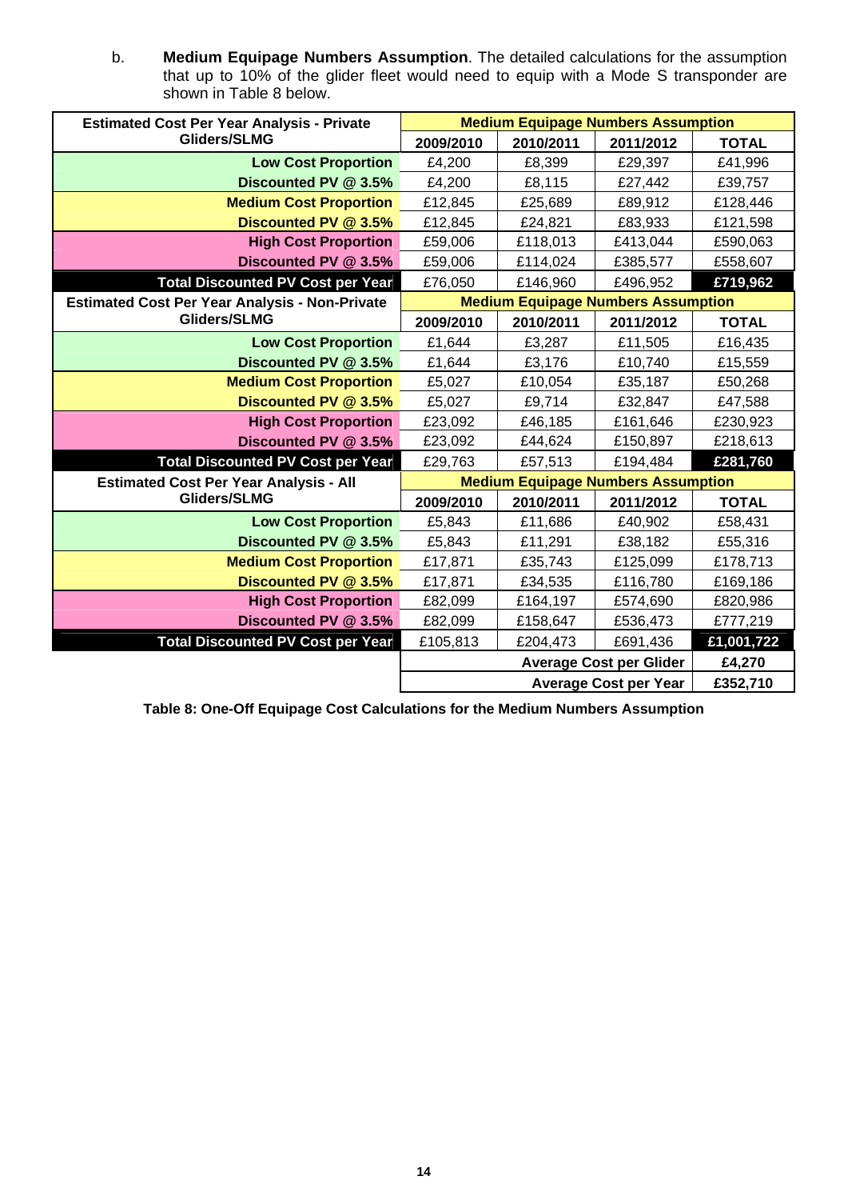b. **Medium Equipage Numbers Assumption**. The detailed calculations for the assumption that up to 10% of the glider fleet would need to equip with a Mode S transponder are shown in Table 8 below.

| Estimated Cost Per Year Analysis - Private Gliders/SLMG | Medium Equipage Numbers Assumption | | | |
|---|---|---|---|---|
| | **2009/2010** | **2010/2011** | **2011/2012** | **TOTAL** |
| **Low Cost Proportion** | £4,200 | £8,399 | £29,397 | £41,996 |
| **Discounted PV @ 3.5%** | £4,200 | £8,115 | £27,442 | £39,757 |
| **Medium Cost Proportion** | £12,845 | £25,689 | £89,912 | £128,446 |
| **Discounted PV @ 3.5%** | £12,845 | £24,821 | £83,933 | £121,598 |
| **High Cost Proportion** | £59,006 | £118,013 | £413,044 | £590,063 |
| **Discounted PV @ 3.5%** | £59,006 | £114,024 | £385,577 | £558,607 |
| **Total Discounted PV Cost per Year** | £76,050 | £146,960 | £496,952 | **£719,962** |
| **Estimated Cost Per Year Analysis - Non-Private Gliders/SLMG** | **Medium Equipage Numbers Assumption** | | | |
| | **2009/2010** | **2010/2011** | **2011/2012** | **TOTAL** |
| **Low Cost Proportion** | £1,644 | £3,287 | £11,505 | £16,435 |
| **Discounted PV @ 3.5%** | £1,644 | £3,176 | £10,740 | £15,559 |
| **Medium Cost Proportion** | £5,027 | £10,054 | £35,187 | £50,268 |
| **Discounted PV @ 3.5%** | £5,027 | £9,714 | £32,847 | £47,588 |
| **High Cost Proportion** | £23,092 | £46,185 | £161,646 | £230,923 |
| **Discounted PV @ 3.5%** | £23,092 | £44,624 | £150,897 | £218,613 |
| **Total Discounted PV Cost per Year** | £29,763 | £57,513 | £194,484 | **£281,760** |
| **Estimated Cost Per Year Analysis - All Gliders/SLMG** | **Medium Equipage Numbers Assumption** | | | |
| | **2009/2010** | **2010/2011** | **2011/2012** | **TOTAL** |
| **Low Cost Proportion** | £5,843 | £11,686 | £40,902 | £58,431 |
| **Discounted PV @ 3.5%** | £5,843 | £11,291 | £38,182 | £55,316 |
| **Medium Cost Proportion** | £17,871 | £35,743 | £125,099 | £178,713 |
| **Discounted PV @ 3.5%** | £17,871 | £34,535 | £116,780 | £169,186 |
| **High Cost Proportion** | £82,099 | £164,197 | £574,690 | £820,986 |
| **Discounted PV @ 3.5%** | £82,099 | £158,647 | £536,473 | £777,219 |
| **Total Discounted PV Cost per Year** | £105,813 | £204,473 | £691,436 | **£1,001,722** |
| | | | **Average Cost per Glider** | **£4,270** |
| | | | **Average Cost per Year** | **£352,710** |

**Table 8: One-Off Equipage Cost Calculations for the Medium Numbers Assumption**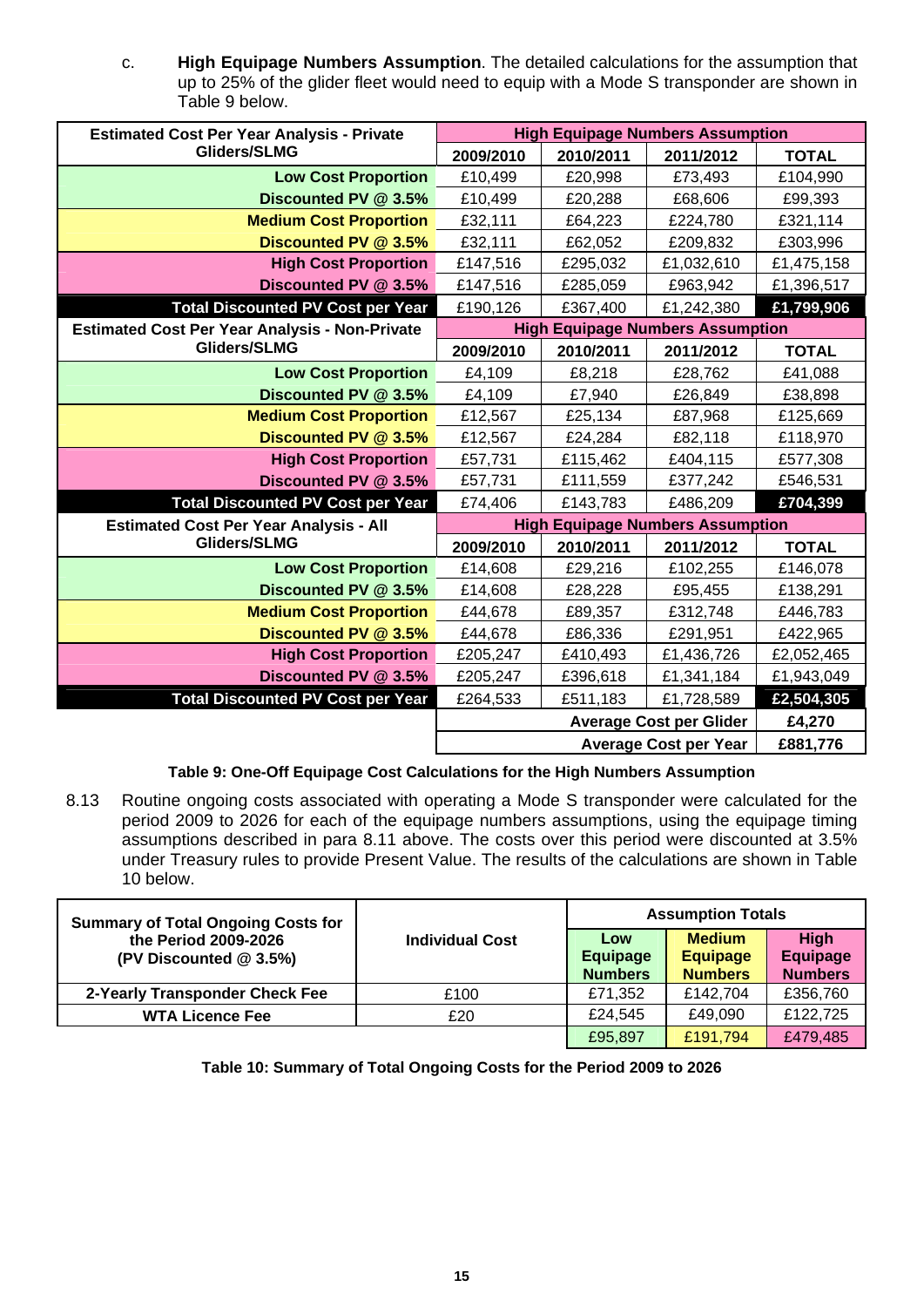c. **High Equipage Numbers Assumption**. The detailed calculations for the assumption that up to 25% of the glider fleet would need to equip with a Mode S transponder are shown in Table 9 below.

| Estimated Cost Per Year Analysis - Private Gliders/SLMG | High Equipage Numbers Assumption | | | |
|---|---|---|---|---|
| | 2009/2010 | 2010/2011 | 2011/2012 | TOTAL |
| Low Cost Proportion | £10,499 | £20,998 | £73,493 | £104,990 |
| Discounted PV @ 3.5% | £10,499 | £20,288 | £68,606 | £99,393 |
| Medium Cost Proportion | £32,111 | £64,223 | £224,780 | £321,114 |
| Discounted PV @ 3.5% | £32,111 | £62,052 | £209,832 | £303,996 |
| High Cost Proportion | £147,516 | £295,032 | £1,032,610 | £1,475,158 |
| Discounted PV @ 3.5% | £147,516 | £285,059 | £963,942 | £1,396,517 |
| **Total Discounted PV Cost per Year** | £190,126 | £367,400 | £1,242,380 | **£1,799,906** |
| **Estimated Cost Per Year Analysis - Non-Private Gliders/SLMG** | **High Equipage Numbers Assumption** | | | |
| | 2009/2010 | 2010/2011 | 2011/2012 | TOTAL |
| Low Cost Proportion | £4,109 | £8,218 | £28,762 | £41,088 |
| Discounted PV @ 3.5% | £4,109 | £7,940 | £26,849 | £38,898 |
| Medium Cost Proportion | £12,567 | £25,134 | £87,968 | £125,669 |
| Discounted PV @ 3.5% | £12,567 | £24,284 | £82,118 | £118,970 |
| High Cost Proportion | £57,731 | £115,462 | £404,115 | £577,308 |
| Discounted PV @ 3.5% | £57,731 | £111,559 | £377,242 | £546,531 |
| **Total Discounted PV Cost per Year** | £74,406 | £143,783 | £486,209 | **£704,399** |
| **Estimated Cost Per Year Analysis - All Gliders/SLMG** | **High Equipage Numbers Assumption** | | | |
| | 2009/2010 | 2010/2011 | 2011/2012 | TOTAL |
| Low Cost Proportion | £14,608 | £29,216 | £102,255 | £146,078 |
| Discounted PV @ 3.5% | £14,608 | £28,228 | £95,455 | £138,291 |
| Medium Cost Proportion | £44,678 | £89,357 | £312,748 | £446,783 |
| Discounted PV @ 3.5% | £44,678 | £86,336 | £291,951 | £422,965 |
| High Cost Proportion | £205,247 | £410,493 | £1,436,726 | £2,052,465 |
| Discounted PV @ 3.5% | £205,247 | £396,618 | £1,341,184 | £1,943,049 |
| **Total Discounted PV Cost per Year** | £264,533 | £511,183 | £1,728,589 | **£2,504,305** |
| | Average Cost per Glider | | | £4,270 |
| | Average Cost per Year | | | £881,776 |

**Table 9: One-Off Equipage Cost Calculations for the High Numbers Assumption**

8.13 Routine ongoing costs associated with operating a Mode S transponder were calculated for the period 2009 to 2026 for each of the equipage numbers assumptions, using the equipage timing assumptions described in para 8.11 above. The costs over this period were discounted at 3.5% under Treasury rules to provide Present Value. The results of the calculations are shown in Table 10 below.

| Summary of Total Ongoing Costs for the Period 2009-2026 (PV Discounted @ 3.5%) | Individual Cost | Assumption Totals | | |
|---|---|---|---|---|
| | | Low Equipage Numbers | Medium Equipage Numbers | High Equipage Numbers |
| 2-Yearly Transponder Check Fee | £100 | £71,352 | £142,704 | £356,760 |
| WTA Licence Fee | £20 | £24,545 | £49,090 | £122,725 |
| | | £95,897 | £191,794 | £479,485 |

**Table 10: Summary of Total Ongoing Costs for the Period 2009 to 2026**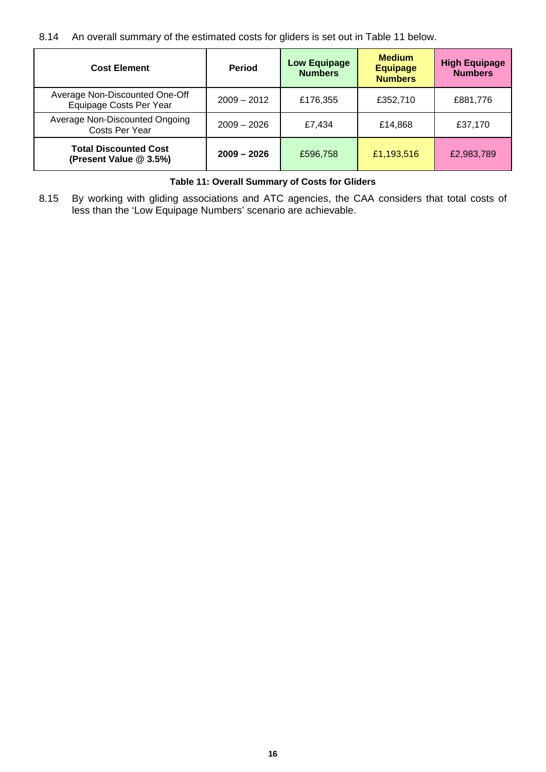8.14 An overall summary of the estimated costs for gliders is set out in Table 11 below.

| Cost Element | Period | Low Equipage Numbers | Medium Equipage Numbers | High Equipage Numbers |
|---|---|---|---|---|
| Average Non-Discounted One-Off Equipage Costs Per Year | 2009 – 2012 | £176,355 | £352,710 | £881,776 |
| Average Non-Discounted Ongoing Costs Per Year | 2009 – 2026 | £7,434 | £14,868 | £37,170 |
| **Total Discounted Cost (Present Value @ 3.5%)** | **2009 – 2026** | £596,758 | £1,193,516 | £2,983,789 |

**Table 11: Overall Summary of Costs for Gliders**

8.15 By working with gliding associations and ATC agencies, the CAA considers that total costs of less than the 'Low Equipage Numbers' scenario are achievable.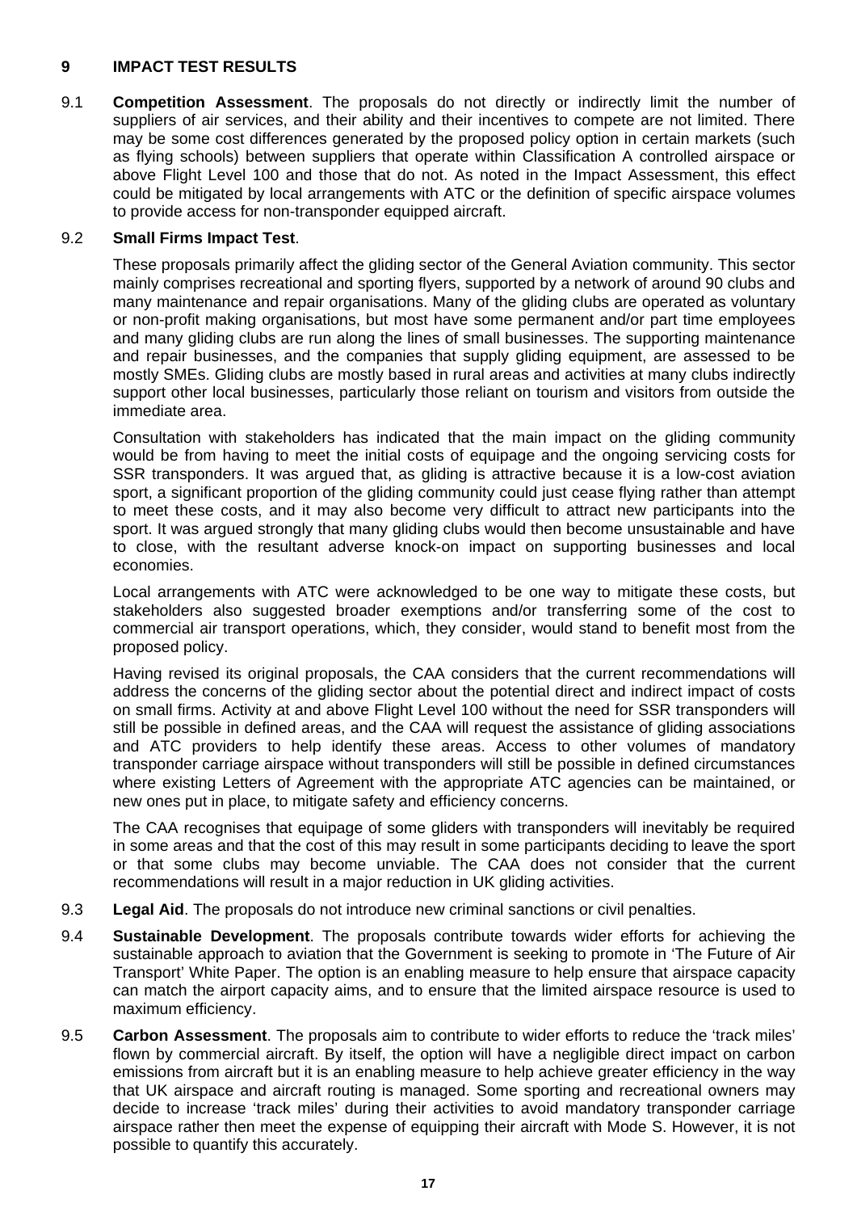## 9 IMPACT TEST RESULTS

9.1 **Competition Assessment**. The proposals do not directly or indirectly limit the number of suppliers of air services, and their ability and their incentives to compete are not limited. There may be some cost differences generated by the proposed policy option in certain markets (such as flying schools) between suppliers that operate within Classification A controlled airspace or above Flight Level 100 and those that do not. As noted in the Impact Assessment, this effect could be mitigated by local arrangements with ATC or the definition of specific airspace volumes to provide access for non-transponder equipped aircraft.

9.2 **Small Firms Impact Test**.

These proposals primarily affect the gliding sector of the General Aviation community. This sector mainly comprises recreational and sporting flyers, supported by a network of around 90 clubs and many maintenance and repair organisations. Many of the gliding clubs are operated as voluntary or non-profit making organisations, but most have some permanent and/or part time employees and many gliding clubs are run along the lines of small businesses. The supporting maintenance and repair businesses, and the companies that supply gliding equipment, are assessed to be mostly SMEs. Gliding clubs are mostly based in rural areas and activities at many clubs indirectly support other local businesses, particularly those reliant on tourism and visitors from outside the immediate area.

Consultation with stakeholders has indicated that the main impact on the gliding community would be from having to meet the initial costs of equipage and the ongoing servicing costs for SSR transponders. It was argued that, as gliding is attractive because it is a low-cost aviation sport, a significant proportion of the gliding community could just cease flying rather than attempt to meet these costs, and it may also become very difficult to attract new participants into the sport. It was argued strongly that many gliding clubs would then become unsustainable and have to close, with the resultant adverse knock-on impact on supporting businesses and local economies.

Local arrangements with ATC were acknowledged to be one way to mitigate these costs, but stakeholders also suggested broader exemptions and/or transferring some of the cost to commercial air transport operations, which, they consider, would stand to benefit most from the proposed policy.

Having revised its original proposals, the CAA considers that the current recommendations will address the concerns of the gliding sector about the potential direct and indirect impact of costs on small firms. Activity at and above Flight Level 100 without the need for SSR transponders will still be possible in defined areas, and the CAA will request the assistance of gliding associations and ATC providers to help identify these areas. Access to other volumes of mandatory transponder carriage airspace without transponders will still be possible in defined circumstances where existing Letters of Agreement with the appropriate ATC agencies can be maintained, or new ones put in place, to mitigate safety and efficiency concerns.

The CAA recognises that equipage of some gliders with transponders will inevitably be required in some areas and that the cost of this may result in some participants deciding to leave the sport or that some clubs may become unviable. The CAA does not consider that the current recommendations will result in a major reduction in UK gliding activities.

9.3 **Legal Aid**. The proposals do not introduce new criminal sanctions or civil penalties.

9.4 **Sustainable Development**. The proposals contribute towards wider efforts for achieving the sustainable approach to aviation that the Government is seeking to promote in 'The Future of Air Transport' White Paper. The option is an enabling measure to help ensure that airspace capacity can match the airport capacity aims, and to ensure that the limited airspace resource is used to maximum efficiency.

9.5 **Carbon Assessment**. The proposals aim to contribute to wider efforts to reduce the 'track miles' flown by commercial aircraft. By itself, the option will have a negligible direct impact on carbon emissions from aircraft but it is an enabling measure to help achieve greater efficiency in the way that UK airspace and aircraft routing is managed. Some sporting and recreational owners may decide to increase 'track miles' during their activities to avoid mandatory transponder carriage airspace rather then meet the expense of equipping their aircraft with Mode S. However, it is not possible to quantify this accurately.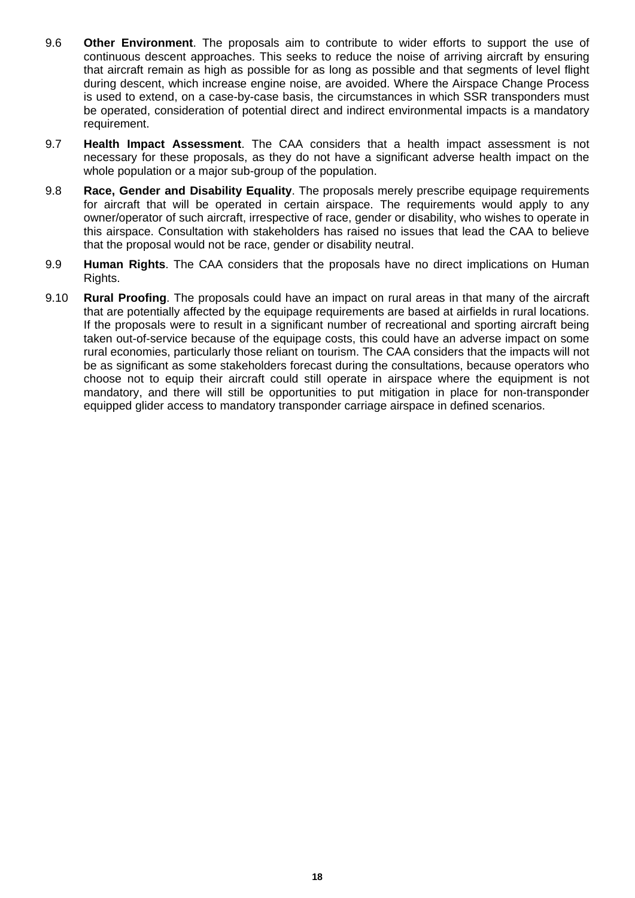9.6 **Other Environment**. The proposals aim to contribute to wider efforts to support the use of continuous descent approaches. This seeks to reduce the noise of arriving aircraft by ensuring that aircraft remain as high as possible for as long as possible and that segments of level flight during descent, which increase engine noise, are avoided. Where the Airspace Change Process is used to extend, on a case-by-case basis, the circumstances in which SSR transponders must be operated, consideration of potential direct and indirect environmental impacts is a mandatory requirement.

9.7 **Health Impact Assessment**. The CAA considers that a health impact assessment is not necessary for these proposals, as they do not have a significant adverse health impact on the whole population or a major sub-group of the population.

9.8 **Race, Gender and Disability Equality**. The proposals merely prescribe equipage requirements for aircraft that will be operated in certain airspace. The requirements would apply to any owner/operator of such aircraft, irrespective of race, gender or disability, who wishes to operate in this airspace. Consultation with stakeholders has raised no issues that lead the CAA to believe that the proposal would not be race, gender or disability neutral.

9.9 **Human Rights**. The CAA considers that the proposals have no direct implications on Human Rights.

9.10 **Rural Proofing**. The proposals could have an impact on rural areas in that many of the aircraft that are potentially affected by the equipage requirements are based at airfields in rural locations. If the proposals were to result in a significant number of recreational and sporting aircraft being taken out-of-service because of the equipage costs, this could have an adverse impact on some rural economies, particularly those reliant on tourism. The CAA considers that the impacts will not be as significant as some stakeholders forecast during the consultations, because operators who choose not to equip their aircraft could still operate in airspace where the equipment is not mandatory, and there will still be opportunities to put mitigation in place for non-transponder equipped glider access to mandatory transponder carriage airspace in defined scenarios.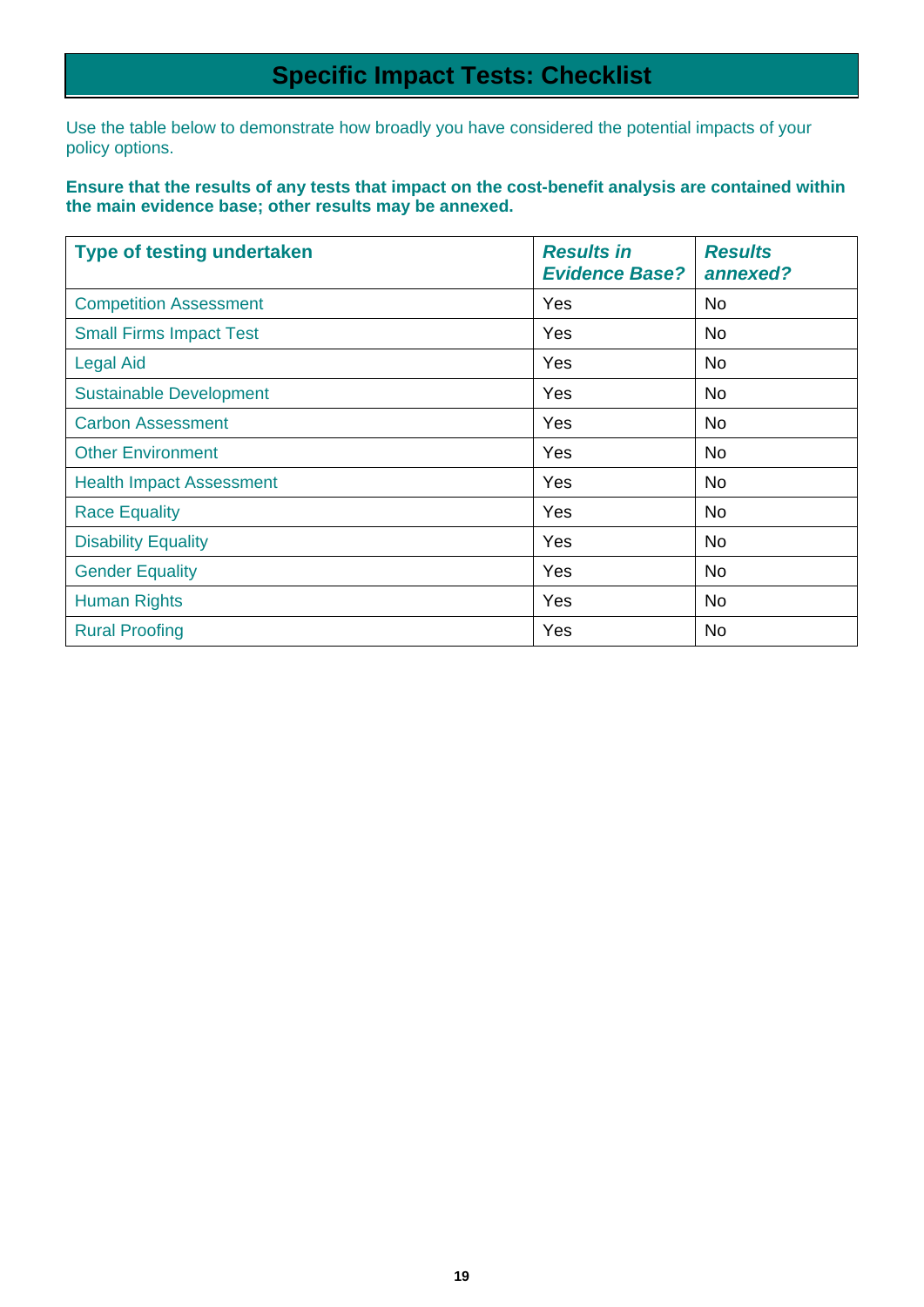# Specific Impact Tests: Checklist

Use the table below to demonstrate how broadly you have considered the potential impacts of your policy options.

**Ensure that the results of any tests that impact on the cost-benefit analysis are contained within the main evidence base; other results may be annexed.**

| **Type of testing undertaken** | ***Results in Evidence Base?*** | ***Results annexed?*** |
|---|---|---|
| Competition Assessment | Yes | No |
| Small Firms Impact Test | Yes | No |
| Legal Aid | Yes | No |
| Sustainable Development | Yes | No |
| Carbon Assessment | Yes | No |
| Other Environment | Yes | No |
| Health Impact Assessment | Yes | No |
| Race Equality | Yes | No |
| Disability Equality | Yes | No |
| Gender Equality | Yes | No |
| Human Rights | Yes | No |
| Rural Proofing | Yes | No |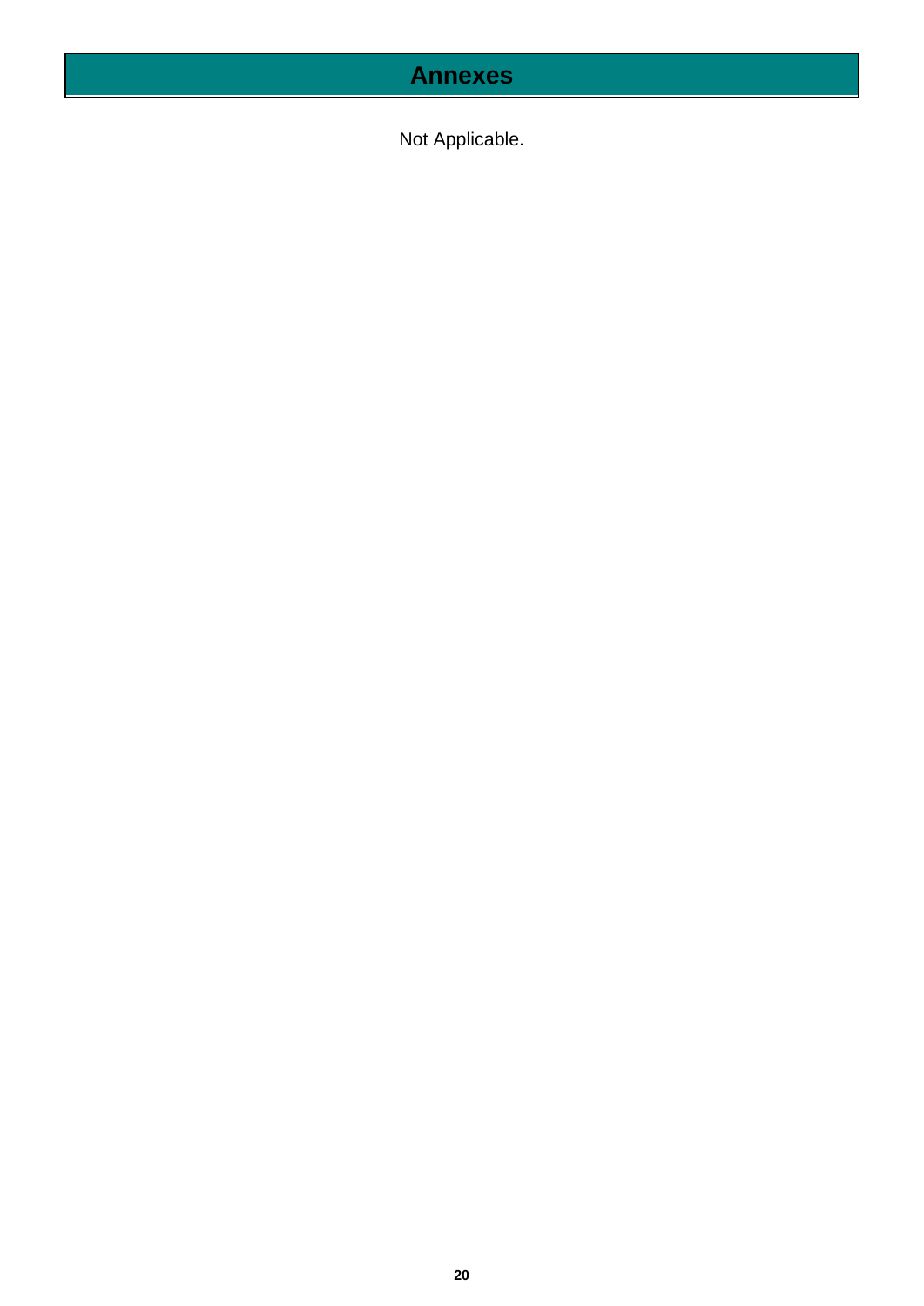# Annexes

Not Applicable.